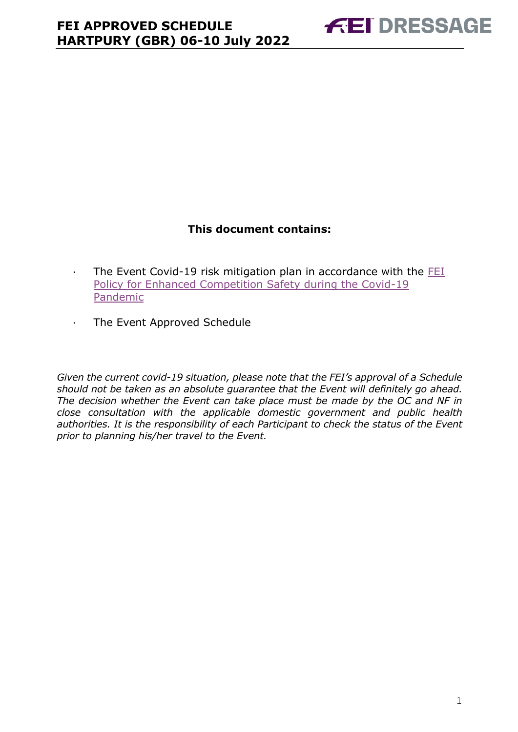# FEI APPROVED SCHEDULE
# HARTPURY (GBR) 06-10 July 2022

FEI DRESSAGE

**This document contains:**

- The Event Covid-19 risk mitigation plan in accordance with the FEI Policy for Enhanced Competition Safety during the Covid-19 Pandemic
- The Event Approved Schedule

*Given the current covid-19 situation, please note that the FEI's approval of a Schedule should not be taken as an absolute guarantee that the Event will definitely go ahead. The decision whether the Event can take place must be made by the OC and NF in close consultation with the applicable domestic government and public health authorities. It is the responsibility of each Participant to check the status of the Event prior to planning his/her travel to the Event.*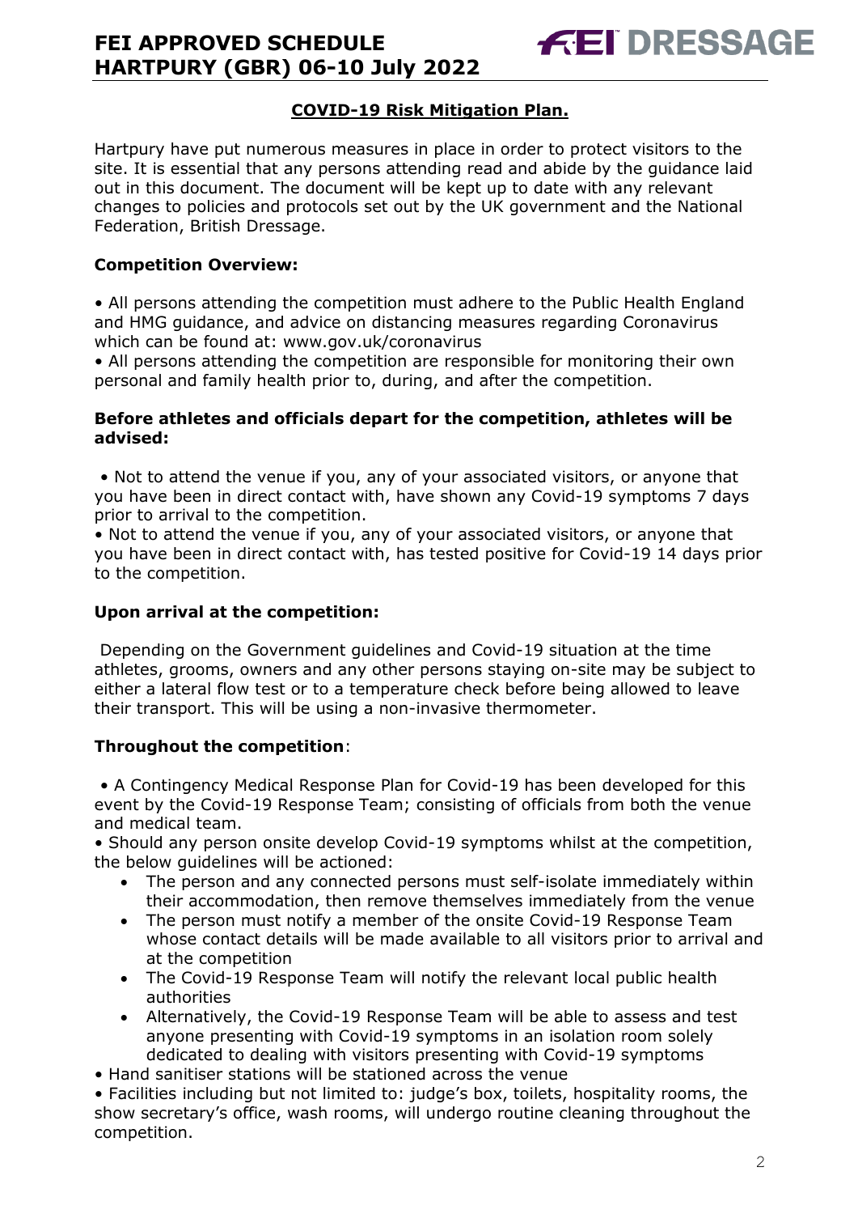## COVID-19 Risk Mitigation Plan.

Hartpury have put numerous measures in place in order to protect visitors to the site. It is essential that any persons attending read and abide by the guidance laid out in this document. The document will be kept up to date with any relevant changes to policies and protocols set out by the UK government and the National Federation, British Dressage.

### Competition Overview:

- All persons attending the competition must adhere to the Public Health England and HMG guidance, and advice on distancing measures regarding Coronavirus which can be found at: www.gov.uk/coronavirus
- All persons attending the competition are responsible for monitoring their own personal and family health prior to, during, and after the competition.

### Before athletes and officials depart for the competition, athletes will be advised:

- Not to attend the venue if you, any of your associated visitors, or anyone that you have been in direct contact with, have shown any Covid-19 symptoms 7 days prior to arrival to the competition.
- Not to attend the venue if you, any of your associated visitors, or anyone that you have been in direct contact with, has tested positive for Covid-19 14 days prior to the competition.

### Upon arrival at the competition:

Depending on the Government guidelines and Covid-19 situation at the time athletes, grooms, owners and any other persons staying on-site may be subject to either a lateral flow test or to a temperature check before being allowed to leave their transport. This will be using a non-invasive thermometer.

### Throughout the competition:

- A Contingency Medical Response Plan for Covid-19 has been developed for this event by the Covid-19 Response Team; consisting of officials from both the venue and medical team.
- Should any person onsite develop Covid-19 symptoms whilst at the competition, the below guidelines will be actioned:
  - The person and any connected persons must self-isolate immediately within their accommodation, then remove themselves immediately from the venue
  - The person must notify a member of the onsite Covid-19 Response Team whose contact details will be made available to all visitors prior to arrival and at the competition
  - The Covid-19 Response Team will notify the relevant local public health authorities
  - Alternatively, the Covid-19 Response Team will be able to assess and test anyone presenting with Covid-19 symptoms in an isolation room solely dedicated to dealing with visitors presenting with Covid-19 symptoms
- Hand sanitiser stations will be stationed across the venue
- Facilities including but not limited to: judge's box, toilets, hospitality rooms, the show secretary's office, wash rooms, will undergo routine cleaning throughout the competition.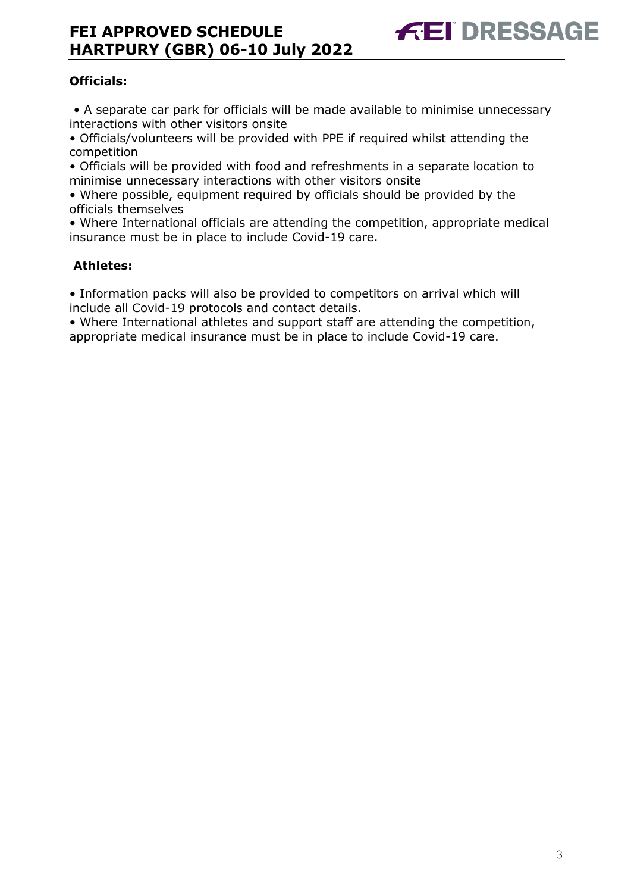**Officials:**

- A separate car park for officials will be made available to minimise unnecessary interactions with other visitors onsite
- Officials/volunteers will be provided with PPE if required whilst attending the competition
- Officials will be provided with food and refreshments in a separate location to minimise unnecessary interactions with other visitors onsite
- Where possible, equipment required by officials should be provided by the officials themselves
- Where International officials are attending the competition, appropriate medical insurance must be in place to include Covid-19 care.

**Athletes:**

- Information packs will also be provided to competitors on arrival which will include all Covid-19 protocols and contact details.
- Where International athletes and support staff are attending the competition, appropriate medical insurance must be in place to include Covid-19 care.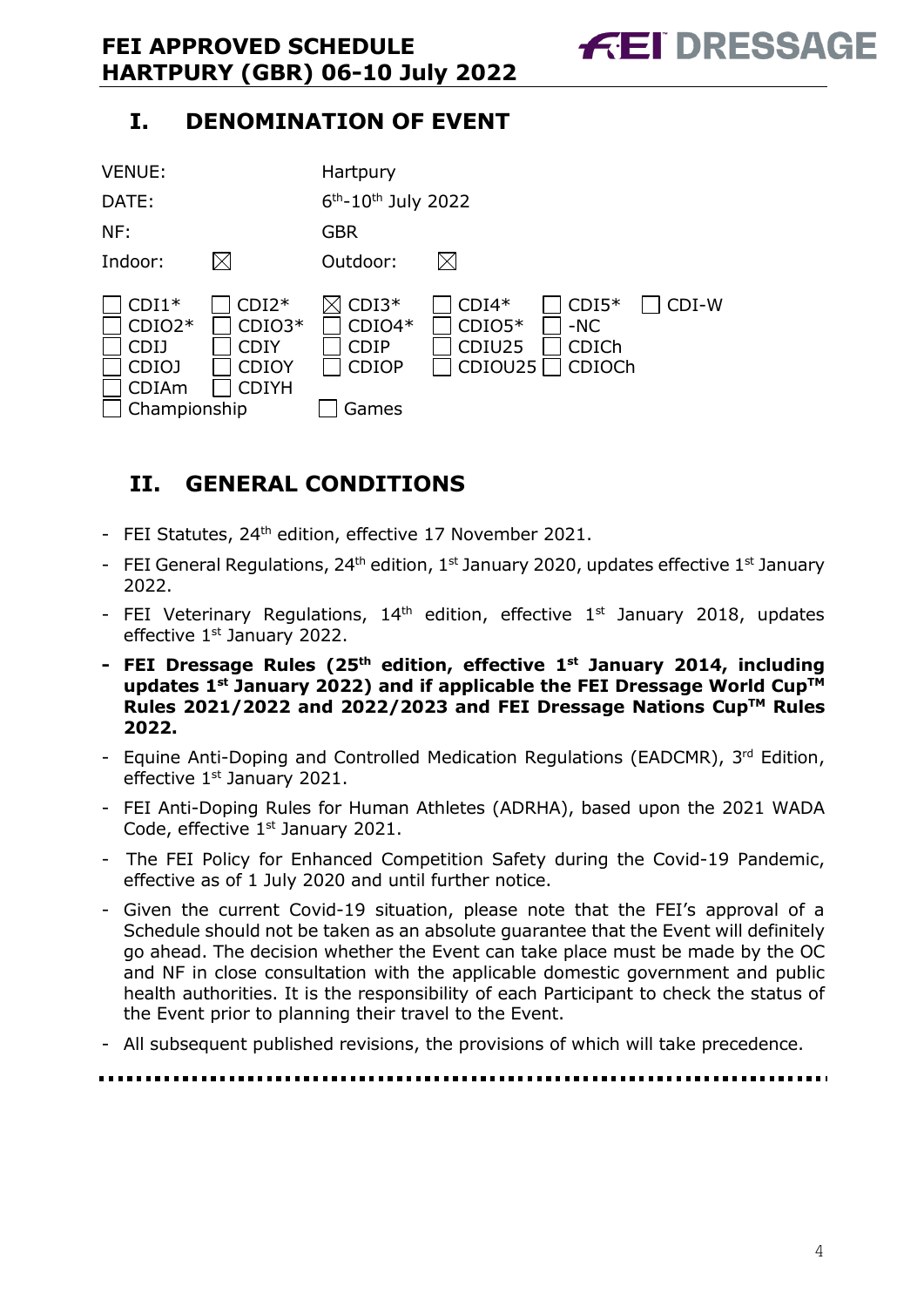## I. DENOMINATION OF EVENT

| | |
|---|---|
| VENUE: | Hartpury |
| DATE: | 6th-10th July 2022 |
| NF: | GBR |
| Indoor: ☒ | Outdoor: ☒ |

| | | | | | |
|---|---|---|---|---|---|
| ☐ CDI1* | ☐ CDI2* | ☒ CDI3* | ☐ CDI4* | ☐ CDI5* | ☐ CDI-W |
| ☐ CDIO2* | ☐ CDIO3* | ☐ CDIO4* | ☐ CDIO5* | ☐ -NC | |
| ☐ CDIJ | ☐ CDIY | ☐ CDIP | ☐ CDIU25 | ☐ CDICh | |
| ☐ CDIOJ | ☐ CDIOY | ☐ CDIOP | ☐ CDIOU25 | ☐ CDIOCh | |
| ☐ CDIAm | ☐ CDIYH | | | | |
| ☐ Championship | | ☐ Games | | | |

## II. GENERAL CONDITIONS

- FEI Statutes, 24th edition, effective 17 November 2021.
- FEI General Regulations, 24th edition, 1st January 2020, updates effective 1st January 2022.
- FEI Veterinary Regulations, 14th edition, effective 1st January 2018, updates effective 1st January 2022.
- **FEI Dressage Rules (25th edition, effective 1st January 2014, including updates 1st January 2022) and if applicable the FEI Dressage World Cup™ Rules 2021/2022 and 2022/2023 and FEI Dressage Nations Cup™ Rules 2022.**
- Equine Anti-Doping and Controlled Medication Regulations (EADCMR), 3rd Edition, effective 1st January 2021.
- FEI Anti-Doping Rules for Human Athletes (ADRHA), based upon the 2021 WADA Code, effective 1st January 2021.
- The FEI Policy for Enhanced Competition Safety during the Covid-19 Pandemic, effective as of 1 July 2020 and until further notice.
- Given the current Covid-19 situation, please note that the FEI's approval of a Schedule should not be taken as an absolute guarantee that the Event will definitely go ahead. The decision whether the Event can take place must be made by the OC and NF in close consultation with the applicable domestic government and public health authorities. It is the responsibility of each Participant to check the status of the Event prior to planning their travel to the Event.
- All subsequent published revisions, the provisions of which will take precedence.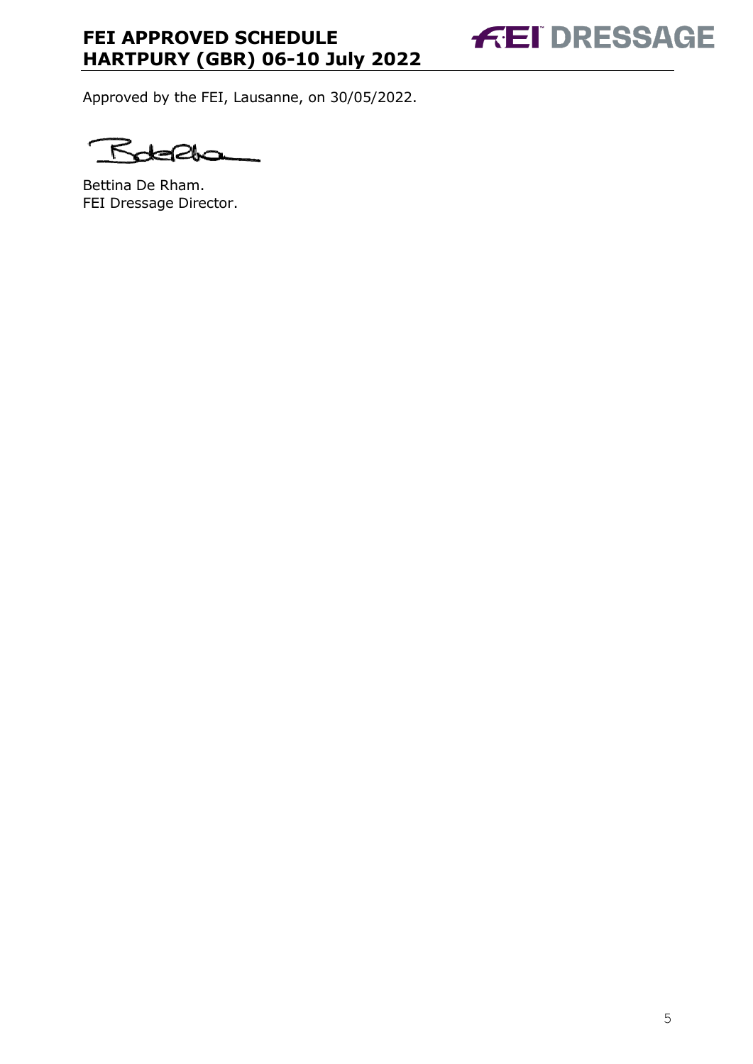Approved by the FEI, Lausanne, on 30/05/2022.

Bettina De Rham.
FEI Dressage Director.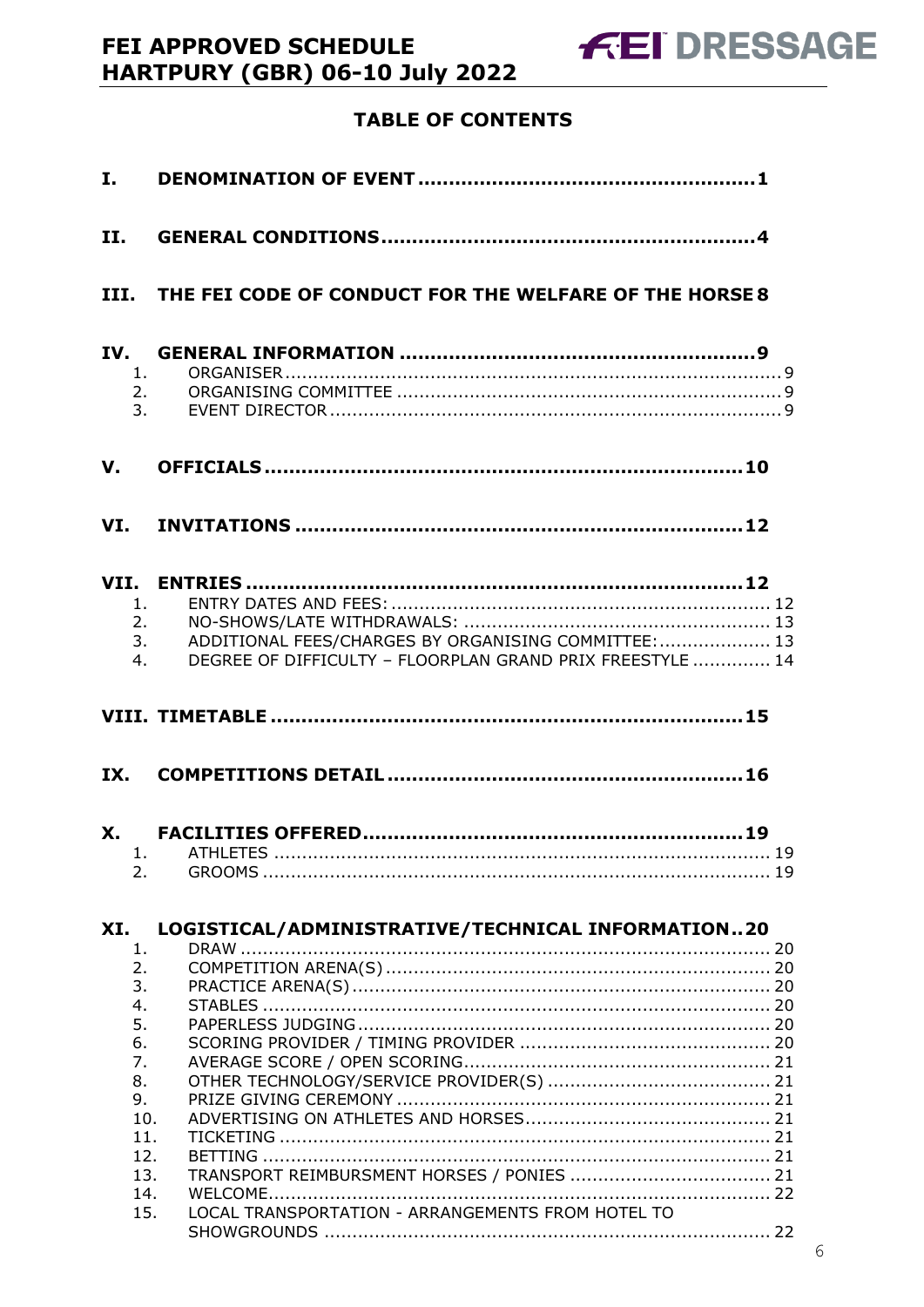# TABLE OF CONTENTS

**I. DENOMINATION OF EVENT ...................................................1**

**II. GENERAL CONDITIONS ........................................................4**

**III. THE FEI CODE OF CONDUCT FOR THE WELFARE OF THE HORSE 8**

**IV. GENERAL INFORMATION ....................................................9**

1. ORGANISER ........................................................................ 9
2. ORGANISING COMMITTEE .................................................... 9
3. EVENT DIRECTOR ................................................................ 9

**V. OFFICIALS ..........................................................................10**

**VI. INVITATIONS ....................................................................12**

**VII. ENTRIES ............................................................................12**

1. ENTRY DATES AND FEES: .................................................... 12
2. NO-SHOWS/LATE WITHDRAWALS: ........................................ 13
3. ADDITIONAL FEES/CHARGES BY ORGANISING COMMITTEE: .................... 13
4. DEGREE OF DIFFICULTY – FLOORPLAN GRAND PRIX FREESTYLE ............. 14

**VIII. TIMETABLE .......................................................................15**

**IX. COMPETITIONS DETAIL .......................................................16**

**X. FACILITIES OFFERED ...........................................................19**

1. ATHLETES .......................................................................... 19
2. GROOMS ............................................................................ 19

**XI. LOGISTICAL/ADMINISTRATIVE/TECHNICAL INFORMATION..20**

1. DRAW ................................................................................ 20
2. COMPETITION ARENA(S) ..................................................... 20
3. PRACTICE ARENA(S) ........................................................... 20
4. STABLES ............................................................................ 20
5. PAPERLESS JUDGING .......................................................... 20
6. SCORING PROVIDER / TIMING PROVIDER ............................. 20
7. AVERAGE SCORE / OPEN SCORING ....................................... 21
8. OTHER TECHNOLOGY/SERVICE PROVIDER(S) ......................... 21
9. PRIZE GIVING CEREMONY ................................................... 21
10. ADVERTISING ON ATHLETES AND HORSES ............................ 21
11. TICKETING ....................................................................... 21
12. BETTING .......................................................................... 21
13. TRANSPORT REIMBURSMENT HORSES / PONIES .................... 21
14. WELCOME ......................................................................... 22
15. LOCAL TRANSPORTATION - ARRANGEMENTS FROM HOTEL TO SHOWGROUNDS ............................................................................... 22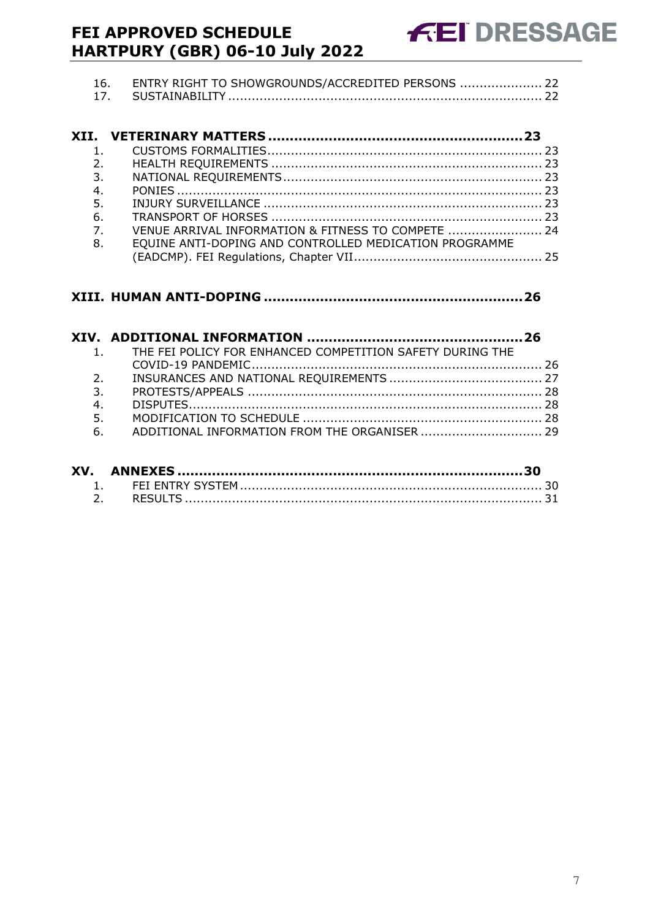16. ENTRY RIGHT TO SHOWGROUNDS/ACCREDITED PERSONS ..................... 22
17. SUSTAINABILITY ................................................................................ 22

**XII. VETERINARY MATTERS .........................................................23**

1. CUSTOMS FORMALITIES...................................................................... 23
2. HEALTH REQUIREMENTS ..................................................................... 23
3. NATIONAL REQUIREMENTS................................................................... 23
4. PONIES ............................................................................................. 23
5. INJURY SURVEILLANCE ....................................................................... 23
6. TRANSPORT OF HORSES ..................................................................... 23
7. VENUE ARRIVAL INFORMATION & FITNESS TO COMPETE ........................ 24
8. EQUINE ANTI-DOPING AND CONTROLLED MEDICATION PROGRAMME (EADCMP). FEI Regulations, Chapter VII................................................ 25

**XIII. HUMAN ANTI-DOPING ..........................................................26**

**XIV. ADDITIONAL INFORMATION .................................................26**

1. THE FEI POLICY FOR ENHANCED COMPETITION SAFETY DURING THE COVID-19 PANDEMIC.......................................................................... 26
2. INSURANCES AND NATIONAL REQUIREMENTS ....................................... 27
3. PROTESTS/APPEALS ........................................................................... 28
4. DISPUTES.......................................................................................... 28
5. MODIFICATION TO SCHEDULE ............................................................. 28
6. ADDITIONAL INFORMATION FROM THE ORGANISER ............................... 29

**XV. ANNEXES ..............................................................................30**

1. FEI ENTRY SYSTEM ............................................................................. 30
2. RESULTS ........................................................................................... 31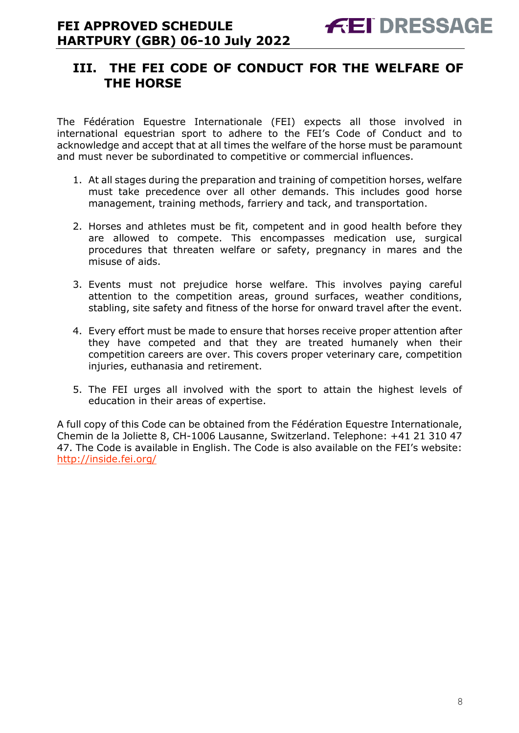## III. THE FEI CODE OF CONDUCT FOR THE WELFARE OF THE HORSE

The Fédération Equestre Internationale (FEI) expects all those involved in international equestrian sport to adhere to the FEI's Code of Conduct and to acknowledge and accept that at all times the welfare of the horse must be paramount and must never be subordinated to competitive or commercial influences.

1. At all stages during the preparation and training of competition horses, welfare must take precedence over all other demands. This includes good horse management, training methods, farriery and tack, and transportation.

2. Horses and athletes must be fit, competent and in good health before they are allowed to compete. This encompasses medication use, surgical procedures that threaten welfare or safety, pregnancy in mares and the misuse of aids.

3. Events must not prejudice horse welfare. This involves paying careful attention to the competition areas, ground surfaces, weather conditions, stabling, site safety and fitness of the horse for onward travel after the event.

4. Every effort must be made to ensure that horses receive proper attention after they have competed and that they are treated humanely when their competition careers are over. This covers proper veterinary care, competition injuries, euthanasia and retirement.

5. The FEI urges all involved with the sport to attain the highest levels of education in their areas of expertise.

A full copy of this Code can be obtained from the Fédération Equestre Internationale, Chemin de la Joliette 8, CH-1006 Lausanne, Switzerland. Telephone: +41 21 310 47 47. The Code is available in English. The Code is also available on the FEI's website: http://inside.fei.org/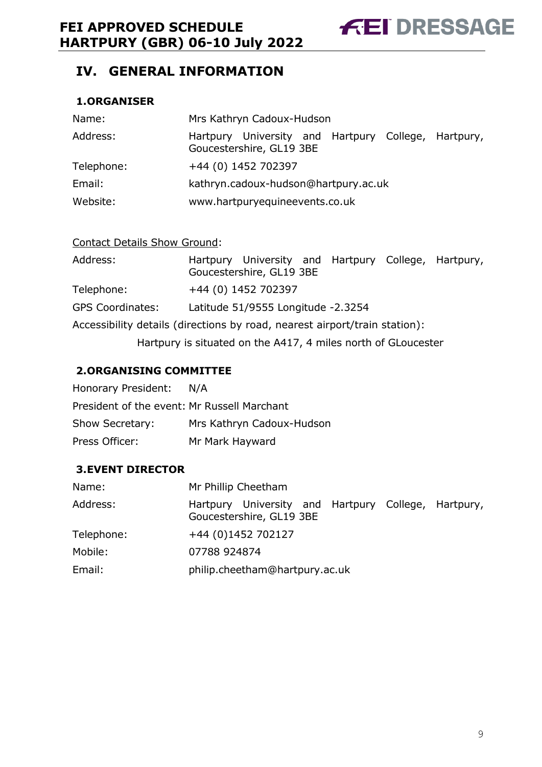## IV. GENERAL INFORMATION

### 1. ORGANISER

| | |
|---|---|
| Name: | Mrs Kathryn Cadoux-Hudson |
| Address: | Hartpury University and Hartpury College, Hartpury, Goucestershire, GL19 3BE |
| Telephone: | +44 (0) 1452 702397 |
| Email: | kathryn.cadoux-hudson@hartpury.ac.uk |
| Website: | www.hartpuryequineevents.co.uk |

Contact Details Show Ground:

| | |
|---|---|
| Address: | Hartpury University and Hartpury College, Hartpury, Goucestershire, GL19 3BE |
| Telephone: | +44 (0) 1452 702397 |
| GPS Coordinates: | Latitude 51/9555 Longitude -2.3254 |

Accessibility details (directions by road, nearest airport/train station):

Hartpury is situated on the A417, 4 miles north of GLoucester

### 2. ORGANISING COMMITTEE

| | |
|---|---|
| Honorary President: | N/A |
| President of the event: | Mr Russell Marchant |
| Show Secretary: | Mrs Kathryn Cadoux-Hudson |
| Press Officer: | Mr Mark Hayward |

### 3. EVENT DIRECTOR

| | |
|---|---|
| Name: | Mr Phillip Cheetham |
| Address: | Hartpury University and Hartpury College, Hartpury, Goucestershire, GL19 3BE |
| Telephone: | +44 (0)1452 702127 |
| Mobile: | 07788 924874 |
| Email: | philip.cheetham@hartpury.ac.uk |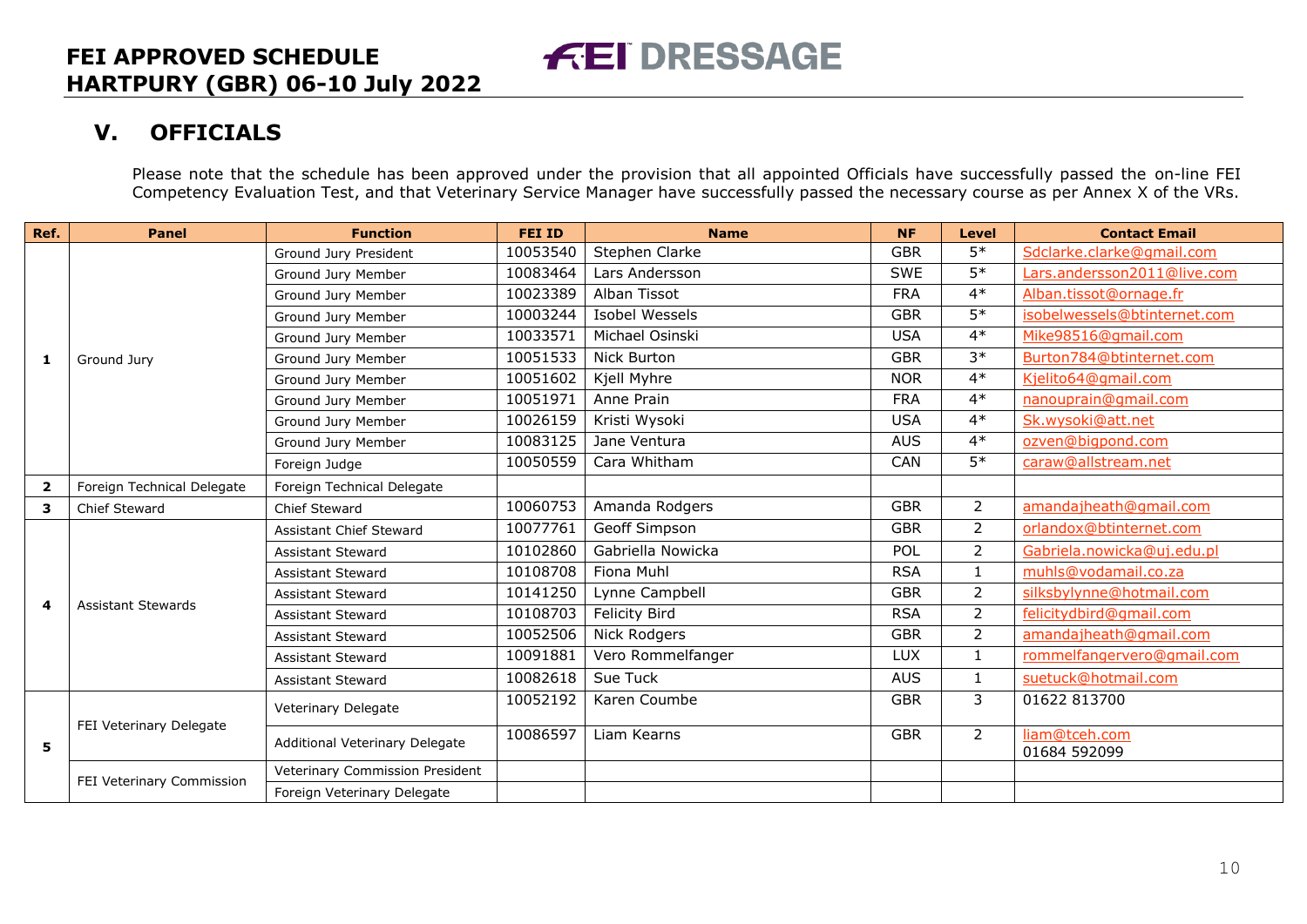## V. OFFICIALS

Please note that the schedule has been approved under the provision that all appointed Officials have successfully passed the on-line FEI Competency Evaluation Test, and that Veterinary Service Manager have successfully passed the necessary course as per Annex X of the VRs.

| Ref. | Panel | Function | FEI ID | Name | NF | Level | Contact Email |
|---|---|---|---|---|---|---|---|
| 1 | Ground Jury | Ground Jury President | 10053540 | Stephen Clarke | GBR | 5* | Sdclarke.clarke@gmail.com |
| | | Ground Jury Member | 10083464 | Lars Andersson | SWE | 5* | Lars.andersson2011@live.com |
| | | Ground Jury Member | 10023389 | Alban Tissot | FRA | 4* | Alban.tissot@ornage.fr |
| | | Ground Jury Member | 10003244 | Isobel Wessels | GBR | 5* | isobelwessels@btinternet.com |
| | | Ground Jury Member | 10033571 | Michael Osinski | USA | 4* | Mike98516@gmail.com |
| | | Ground Jury Member | 10051533 | Nick Burton | GBR | 3* | Burton784@btinternet.com |
| | | Ground Jury Member | 10051602 | Kjell Myhre | NOR | 4* | Kjelito64@gmail.com |
| | | Ground Jury Member | 10051971 | Anne Prain | FRA | 4* | nanouprain@gmail.com |
| | | Ground Jury Member | 10026159 | Kristi Wysoki | USA | 4* | Sk.wysoki@att.net |
| | | Ground Jury Member | 10083125 | Jane Ventura | AUS | 4* | ozven@bigpond.com |
| | | Foreign Judge | 10050559 | Cara Whitham | CAN | 5* | caraw@allstream.net |
| 2 | Foreign Technical Delegate | Foreign Technical Delegate | | | | | |
| 3 | Chief Steward | Chief Steward | 10060753 | Amanda Rodgers | GBR | 2 | amandajheath@gmail.com |
| 4 | Assistant Stewards | Assistant Chief Steward | 10077761 | Geoff Simpson | GBR | 2 | orlandox@btinternet.com |
| | | Assistant Steward | 10102860 | Gabriella Nowicka | POL | 2 | Gabriela.nowicka@uj.edu.pl |
| | | Assistant Steward | 10108708 | Fiona Muhl | RSA | 1 | muhls@vodamail.co.za |
| | | Assistant Steward | 10141250 | Lynne Campbell | GBR | 2 | silksbylynne@hotmail.com |
| | | Assistant Steward | 10108703 | Felicity Bird | RSA | 2 | felicitydbird@gmail.com |
| | | Assistant Steward | 10052506 | Nick Rodgers | GBR | 2 | amandajheath@gmail.com |
| | | Assistant Steward | 10091881 | Vero Rommelfanger | LUX | 1 | rommelfangervero@gmail.com |
| | | Assistant Steward | 10082618 | Sue Tuck | AUS | 1 | suetuck@hotmail.com |
| 5 | FEI Veterinary Delegate | Veterinary Delegate | 10052192 | Karen Coumbe | GBR | 3 | 01622 813700 |
| | | Additional Veterinary Delegate | 10086597 | Liam Kearns | GBR | 2 | liam@tceh.com 01684 592099 |
| | FEI Veterinary Commission | Veterinary Commission President | | | | | |
| | | Foreign Veterinary Delegate | | | | | |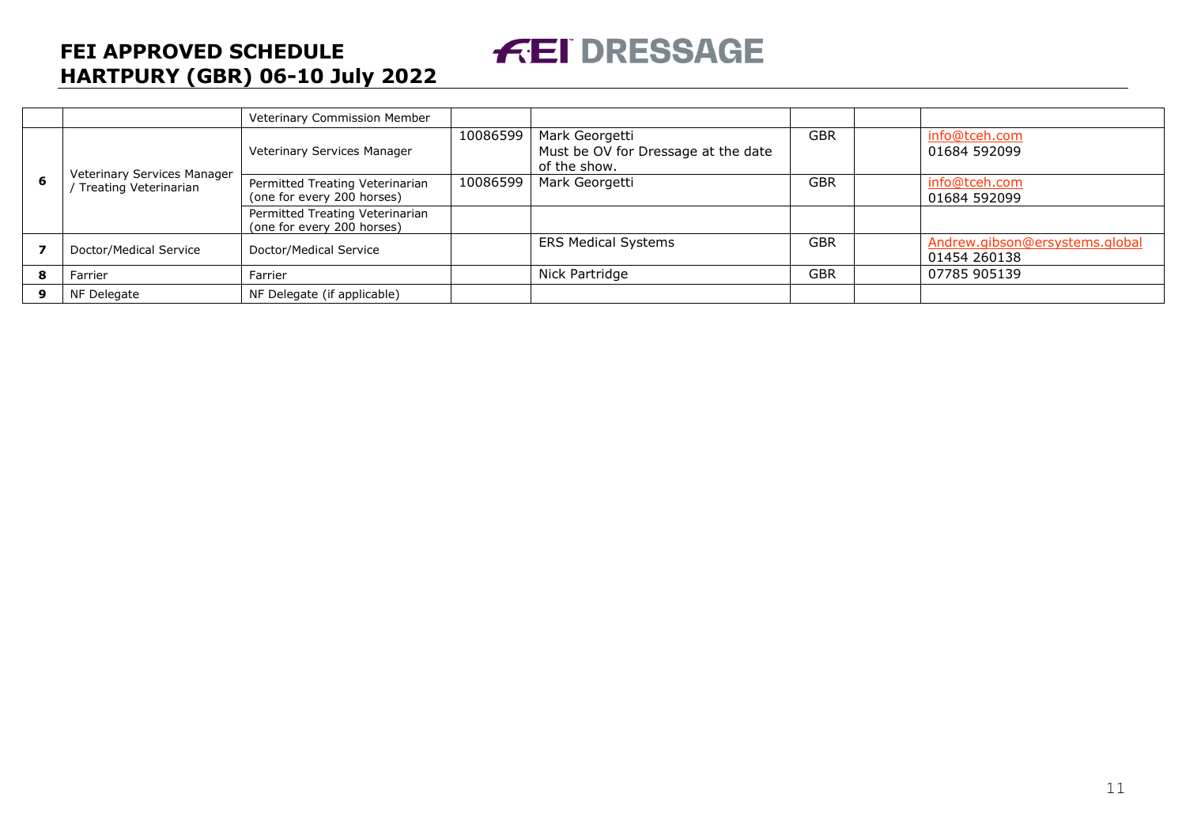| | | | | | | | |
|---|---|---|---|---|---|---|---|
| | | Veterinary Commission Member | | | | | |
| 6 | Veterinary Services Manager / Treating Veterinarian | Veterinary Services Manager | 10086599 | Mark Georgetti<br>Must be OV for Dressage at the date of the show. | GBR | | info@tceh.com<br>01684 592099 |
| | | Permitted Treating Veterinarian (one for every 200 horses) | 10086599 | Mark Georgetti | GBR | | info@tceh.com<br>01684 592099 |
| | | Permitted Treating Veterinarian (one for every 200 horses) | | | | | |
| 7 | Doctor/Medical Service | Doctor/Medical Service | | ERS Medical Systems | GBR | | Andrew.gibson@ersystems.global<br>01454 260138 |
| 8 | Farrier | Farrier | | Nick Partridge | GBR | | 07785 905139 |
| 9 | NF Delegate | NF Delegate (if applicable) | | | | | |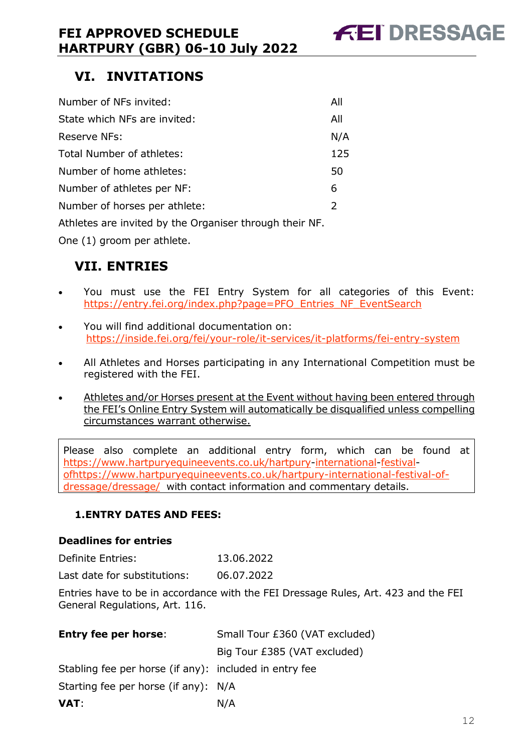## VI. INVITATIONS

| | |
|---|---|
| Number of NFs invited: | All |
| State which NFs are invited: | All |
| Reserve NFs: | N/A |
| Total Number of athletes: | 125 |
| Number of home athletes: | 50 |
| Number of athletes per NF: | 6 |
| Number of horses per athlete: | 2 |

Athletes are invited by the Organiser through their NF.

One (1) groom per athlete.

## VII. ENTRIES

- You must use the FEI Entry System for all categories of this Event: https://entry.fei.org/index.php?page=PFO_Entries_NF_EventSearch
- You will find additional documentation on: https://inside.fei.org/fei/your-role/it-services/it-platforms/fei-entry-system
- All Athletes and Horses participating in any International Competition must be registered with the FEI.
- Athletes and/or Horses present at the Event without having been entered through the FEI's Online Entry System will automatically be disqualified unless compelling circumstances warrant otherwise.

Please also complete an additional entry form, which can be found at https://www.hartpuryequineevents.co.uk/hartpury-international-festival-ofhttps://www.hartpuryequineevents.co.uk/hartpury-international-festival-of-dressage/dressage/ with contact information and commentary details.

### 1. ENTRY DATES AND FEES:

**Deadlines for entries**

| | |
|---|---|
| Definite Entries: | 13.06.2022 |
| Last date for substitutions: | 06.07.2022 |

Entries have to be in accordance with the FEI Dressage Rules, Art. 423 and the FEI General Regulations, Art. 116.

| | |
|---|---|
| **Entry fee per horse**: | Small Tour £360 (VAT excluded) |
| | Big Tour £385 (VAT excluded) |
| Stabling fee per horse (if any): | included in entry fee |
| Starting fee per horse (if any): | N/A |
| **VAT**: | N/A |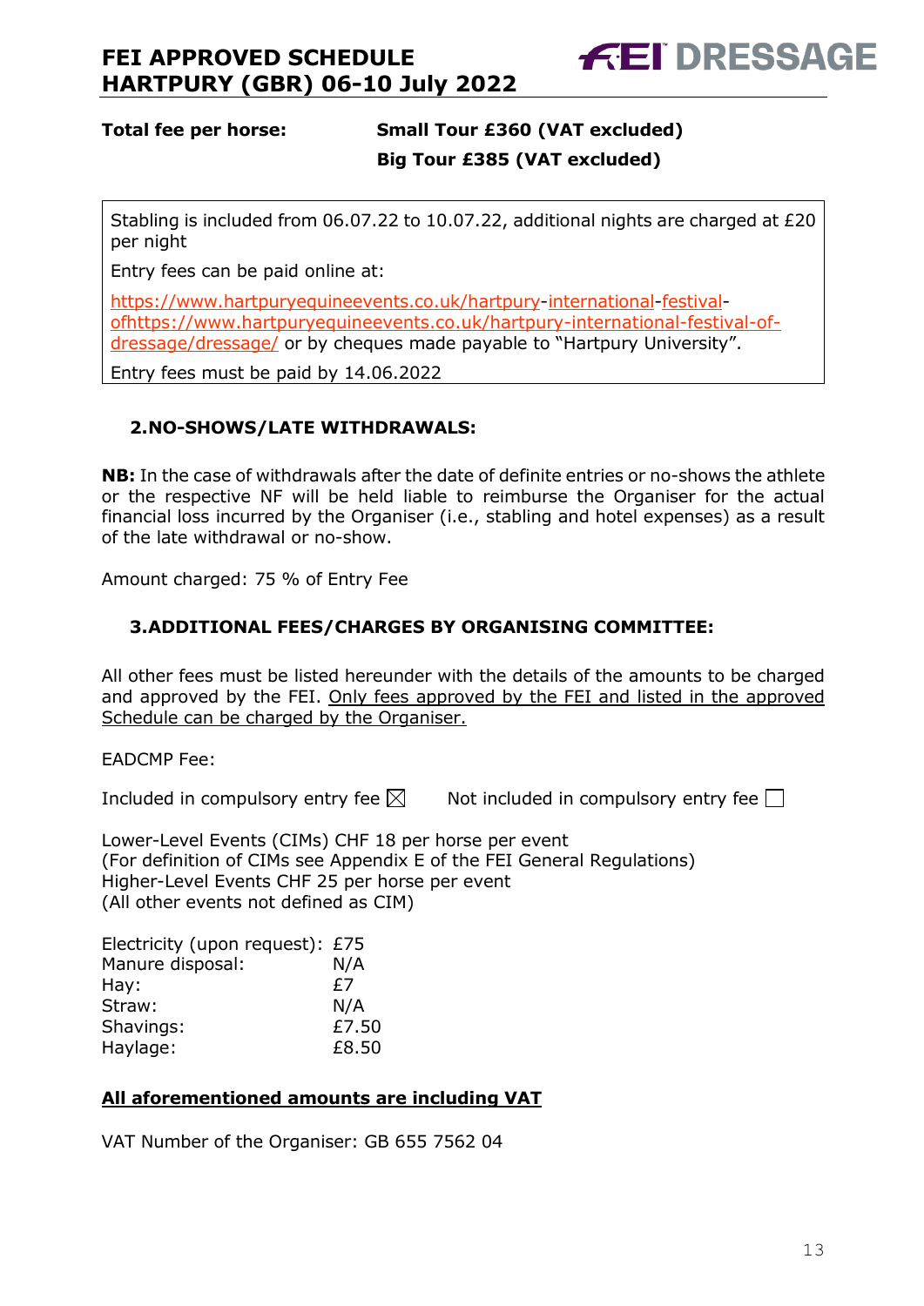**Total fee per horse:** **Small Tour £360 (VAT excluded)**
**Big Tour £385 (VAT excluded)**

Stabling is included from 06.07.22 to 10.07.22, additional nights are charged at £20 per night

Entry fees can be paid online at:

https://www.hartpuryequineevents.co.uk/hartpury-international-festival-ofhttps://www.hartpuryequineevents.co.uk/hartpury-international-festival-of-dressage/dressage/ or by cheques made payable to "Hartpury University".

Entry fees must be paid by 14.06.2022

## 2. NO-SHOWS/LATE WITHDRAWALS:

**NB:** In the case of withdrawals after the date of definite entries or no-shows the athlete or the respective NF will be held liable to reimburse the Organiser for the actual financial loss incurred by the Organiser (i.e., stabling and hotel expenses) as a result of the late withdrawal or no-show.

Amount charged: 75 % of Entry Fee

## 3. ADDITIONAL FEES/CHARGES BY ORGANISING COMMITTEE:

All other fees must be listed hereunder with the details of the amounts to be charged and approved by the FEI. Only fees approved by the FEI and listed in the approved Schedule can be charged by the Organiser.

EADCMP Fee:

Included in compulsory entry fee ☒ Not included in compulsory entry fee ☐

Lower-Level Events (CIMs) CHF 18 per horse per event
(For definition of CIMs see Appendix E of the FEI General Regulations)
Higher-Level Events CHF 25 per horse per event
(All other events not defined as CIM)

| | |
|---|---|
| Electricity (upon request): | £75 |
| Manure disposal: | N/A |
| Hay: | £7 |
| Straw: | N/A |
| Shavings: | £7.50 |
| Haylage: | £8.50 |

**All aforementioned amounts are including VAT**

VAT Number of the Organiser: GB 655 7562 04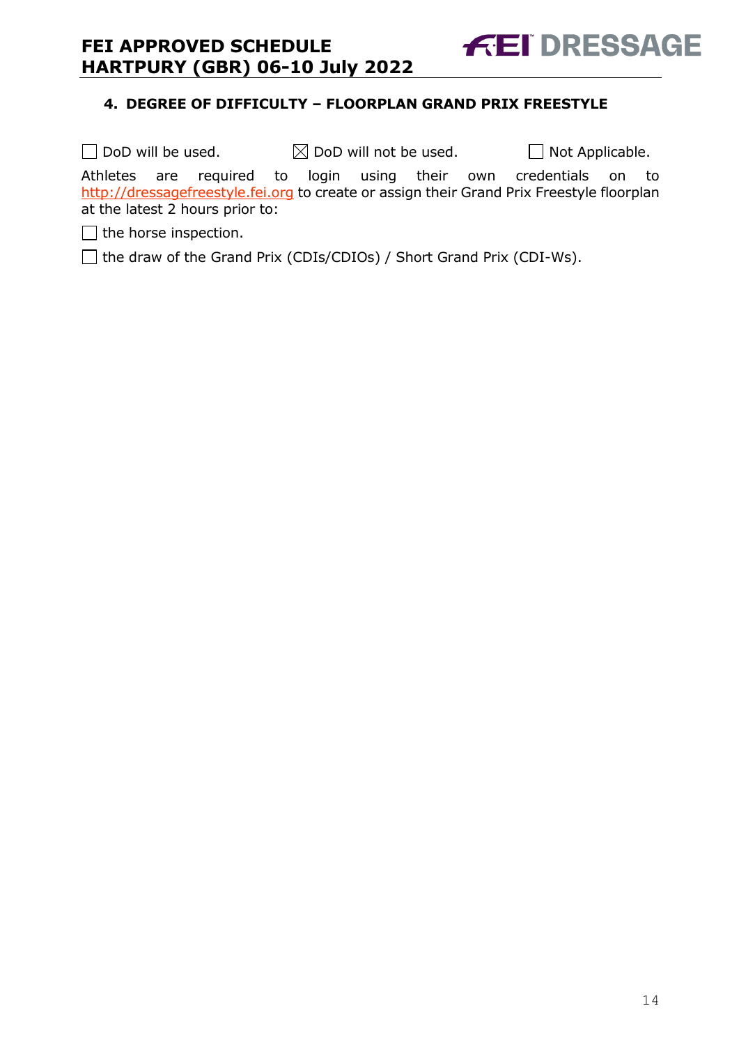## 4. DEGREE OF DIFFICULTY – FLOORPLAN GRAND PRIX FREESTYLE

☐ DoD will be used. ☒ DoD will not be used. ☐ Not Applicable.

Athletes are required to login using their own credentials on to http://dressagefreestyle.fei.org to create or assign their Grand Prix Freestyle floorplan at the latest 2 hours prior to:

☐ the horse inspection.

☐ the draw of the Grand Prix (CDIs/CDIOs) / Short Grand Prix (CDI-Ws).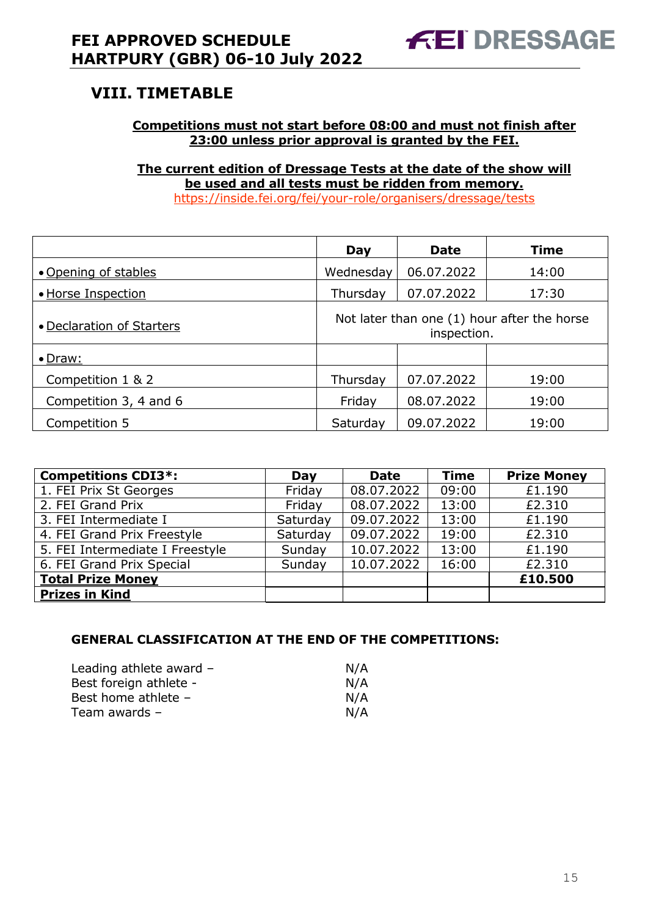## VIII. TIMETABLE

**Competitions must not start before 08:00 and must not finish after 23:00 unless prior approval is granted by the FEI.**

**The current edition of Dressage Tests at the date of the show will be used and all tests must be ridden from memory.**
https://inside.fei.org/fei/your-role/organisers/dressage/tests

| | Day | Date | Time |
|---|---|---|---|
| • Opening of stables | Wednesday | 06.07.2022 | 14:00 |
| • Horse Inspection | Thursday | 07.07.2022 | 17:30 |
| • Declaration of Starters | Not later than one (1) hour after the horse inspection. | | |
| • Draw: | | | |
| Competition 1 & 2 | Thursday | 07.07.2022 | 19:00 |
| Competition 3, 4 and 6 | Friday | 08.07.2022 | 19:00 |
| Competition 5 | Saturday | 09.07.2022 | 19:00 |

| **Competitions CDI3*:** | **Day** | **Date** | **Time** | **Prize Money** |
|---|---|---|---|---|
| 1. FEI Prix St Georges | Friday | 08.07.2022 | 09:00 | £1.190 |
| 2. FEI Grand Prix | Friday | 08.07.2022 | 13:00 | £2.310 |
| 3. FEI Intermediate I | Saturday | 09.07.2022 | 13:00 | £1.190 |
| 4. FEI Grand Prix Freestyle | Saturday | 09.07.2022 | 19:00 | £2.310 |
| 5. FEI Intermediate I Freestyle | Sunday | 10.07.2022 | 13:00 | £1.190 |
| 6. FEI Grand Prix Special | Sunday | 10.07.2022 | 16:00 | £2.310 |
| **Total Prize Money** | | | | **£10.500** |
| **Prizes in Kind** | | | | |

**GENERAL CLASSIFICATION AT THE END OF THE COMPETITIONS:**

Leading athlete award – N/A
Best foreign athlete - N/A
Best home athlete – N/A
Team awards – N/A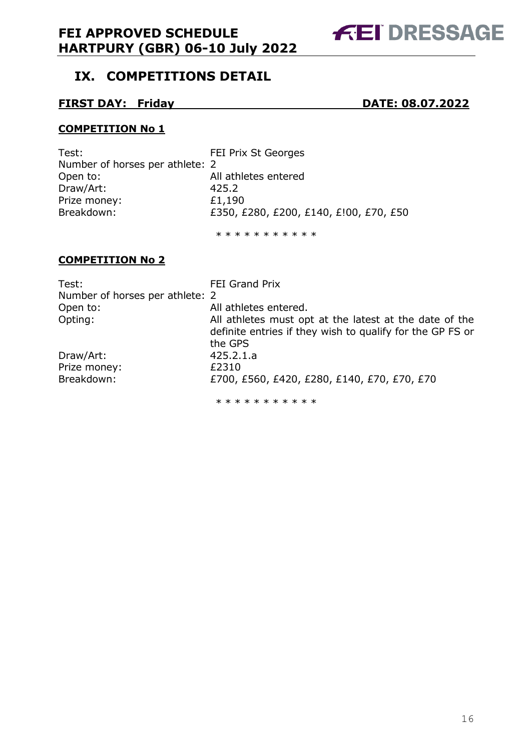## IX. COMPETITIONS DETAIL

**FIRST DAY: Friday DATE: 08.07.2022**

**COMPETITION No 1**

| | |
|---|---|
| Test: | FEI Prix St Georges |
| Number of horses per athlete: | 2 |
| Open to: | All athletes entered |
| Draw/Art: | 425.2 |
| Prize money: | £1,190 |
| Breakdown: | £350, £280, £200, £140, £!00, £70, £50 |

* * * * * * * * * * *

**COMPETITION No 2**

| | |
|---|---|
| Test: | FEI Grand Prix |
| Number of horses per athlete: | 2 |
| Open to: | All athletes entered. |
| Opting: | All athletes must opt at the latest at the date of the definite entries if they wish to qualify for the GP FS or the GPS |
| Draw/Art: | 425.2.1.a |
| Prize money: | £2310 |
| Breakdown: | £700, £560, £420, £280, £140, £70, £70, £70 |

* * * * * * * * * * *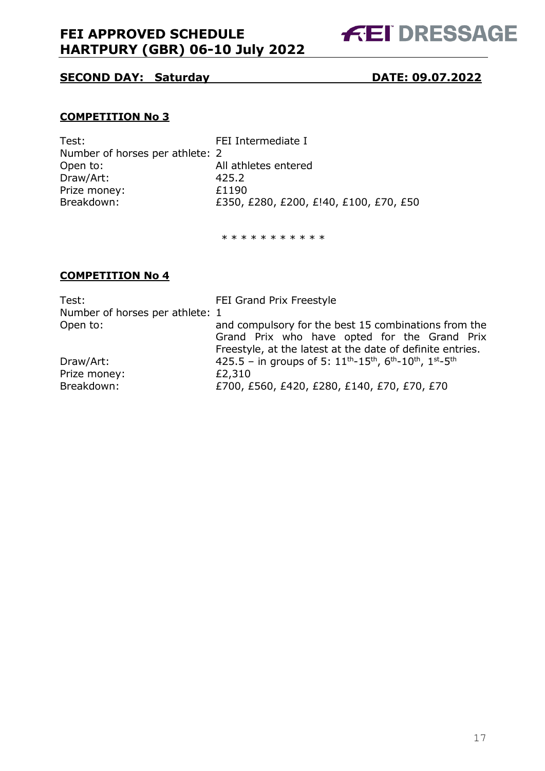## SECOND DAY: Saturday DATE: 09.07.2022

### COMPETITION No 3

| | |
|---|---|
| Test: | FEI Intermediate I |
| Number of horses per athlete: | 2 |
| Open to: | All athletes entered |
| Draw/Art: | 425.2 |
| Prize money: | £1190 |
| Breakdown: | £350, £280, £200, £!40, £100, £70, £50 |

* * * * * * * * * * *

### COMPETITION No 4

| | |
|---|---|
| Test: | FEI Grand Prix Freestyle |
| Number of horses per athlete: | 1 |
| Open to: | and compulsory for the best 15 combinations from the Grand Prix who have opted for the Grand Prix Freestyle, at the latest at the date of definite entries. |
| Draw/Art: | 425.5 – in groups of 5: 11th-15th, 6th-10th, 1st-5th |
| Prize money: | £2,310 |
| Breakdown: | £700, £560, £420, £280, £140, £70, £70, £70 |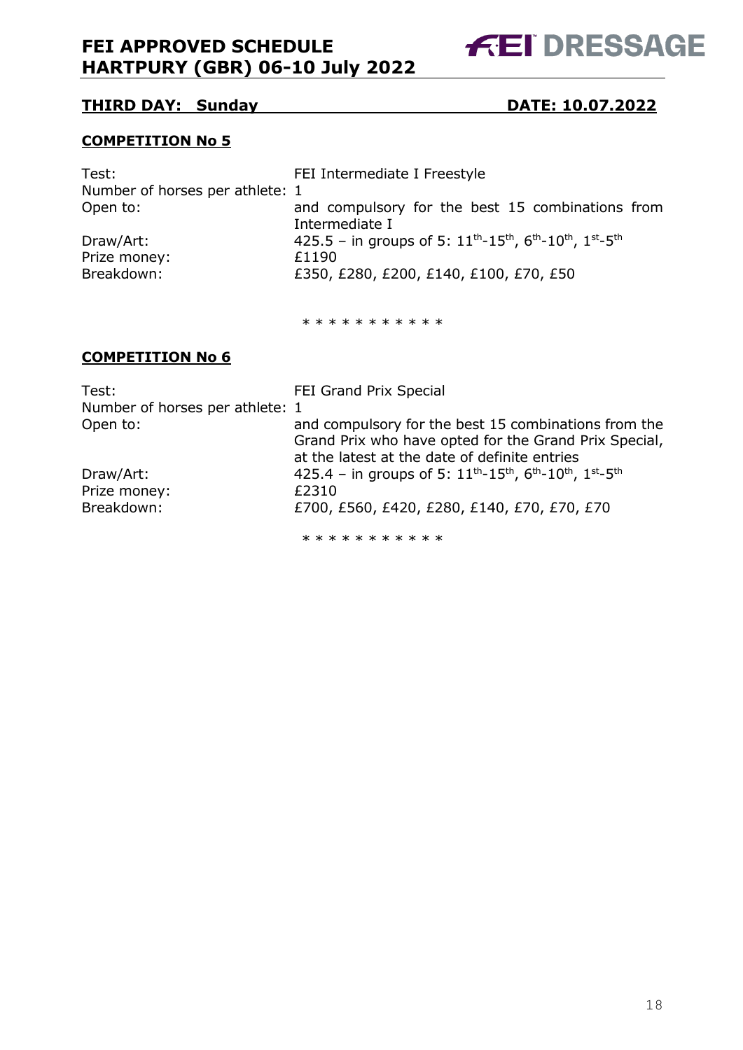**THIRD DAY: Sunday DATE: 10.07.2022**

**COMPETITION No 5**

| | |
|---|---|
| Test: | FEI Intermediate I Freestyle |
| Number of horses per athlete: | 1 |
| Open to: | and compulsory for the best 15 combinations from Intermediate I |
| Draw/Art: | 425.5 – in groups of 5: 11th-15th, 6th-10th, 1st-5th |
| Prize money: | £1190 |
| Breakdown: | £350, £280, £200, £140, £100, £70, £50 |

* * * * * * * * * * *

**COMPETITION No 6**

| | |
|---|---|
| Test: | FEI Grand Prix Special |
| Number of horses per athlete: | 1 |
| Open to: | and compulsory for the best 15 combinations from the Grand Prix who have opted for the Grand Prix Special, at the latest at the date of definite entries |
| Draw/Art: | 425.4 – in groups of 5: 11th-15th, 6th-10th, 1st-5th |
| Prize money: | £2310 |
| Breakdown: | £700, £560, £420, £280, £140, £70, £70, £70 |

* * * * * * * * * * *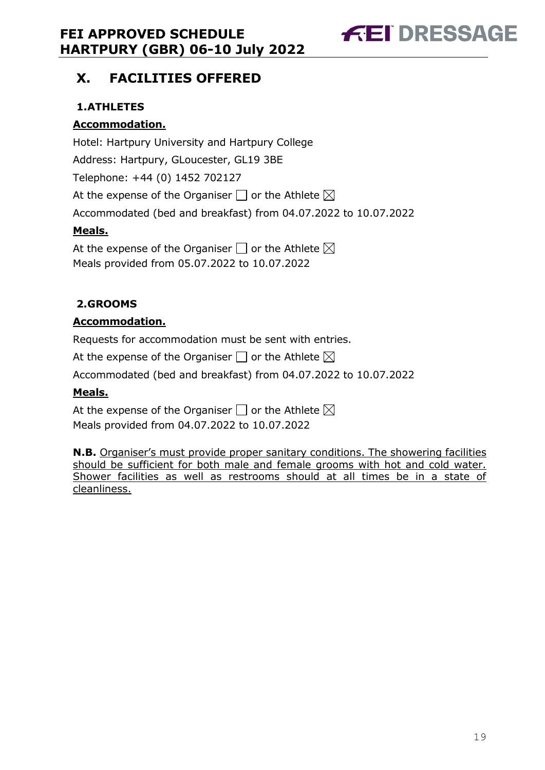# X. FACILITIES OFFERED

## 1.ATHLETES

**Accommodation.**

Hotel: Hartpury University and Hartpury College

Address: Hartpury, GLoucester, GL19 3BE

Telephone: +44 (0) 1452 702127

At the expense of the Organiser ☐ or the Athlete ☒

Accommodated (bed and breakfast) from 04.07.2022 to 10.07.2022

**Meals.**

At the expense of the Organiser ☐ or the Athlete ☒
Meals provided from 05.07.2022 to 10.07.2022

## 2.GROOMS

**Accommodation.**

Requests for accommodation must be sent with entries.

At the expense of the Organiser ☐ or the Athlete ☒

Accommodated (bed and breakfast) from 04.07.2022 to 10.07.2022

**Meals.**

At the expense of the Organiser ☐ or the Athlete ☒
Meals provided from 04.07.2022 to 10.07.2022

**N.B.** Organiser's must provide proper sanitary conditions. The showering facilities should be sufficient for both male and female grooms with hot and cold water. Shower facilities as well as restrooms should at all times be in a state of cleanliness.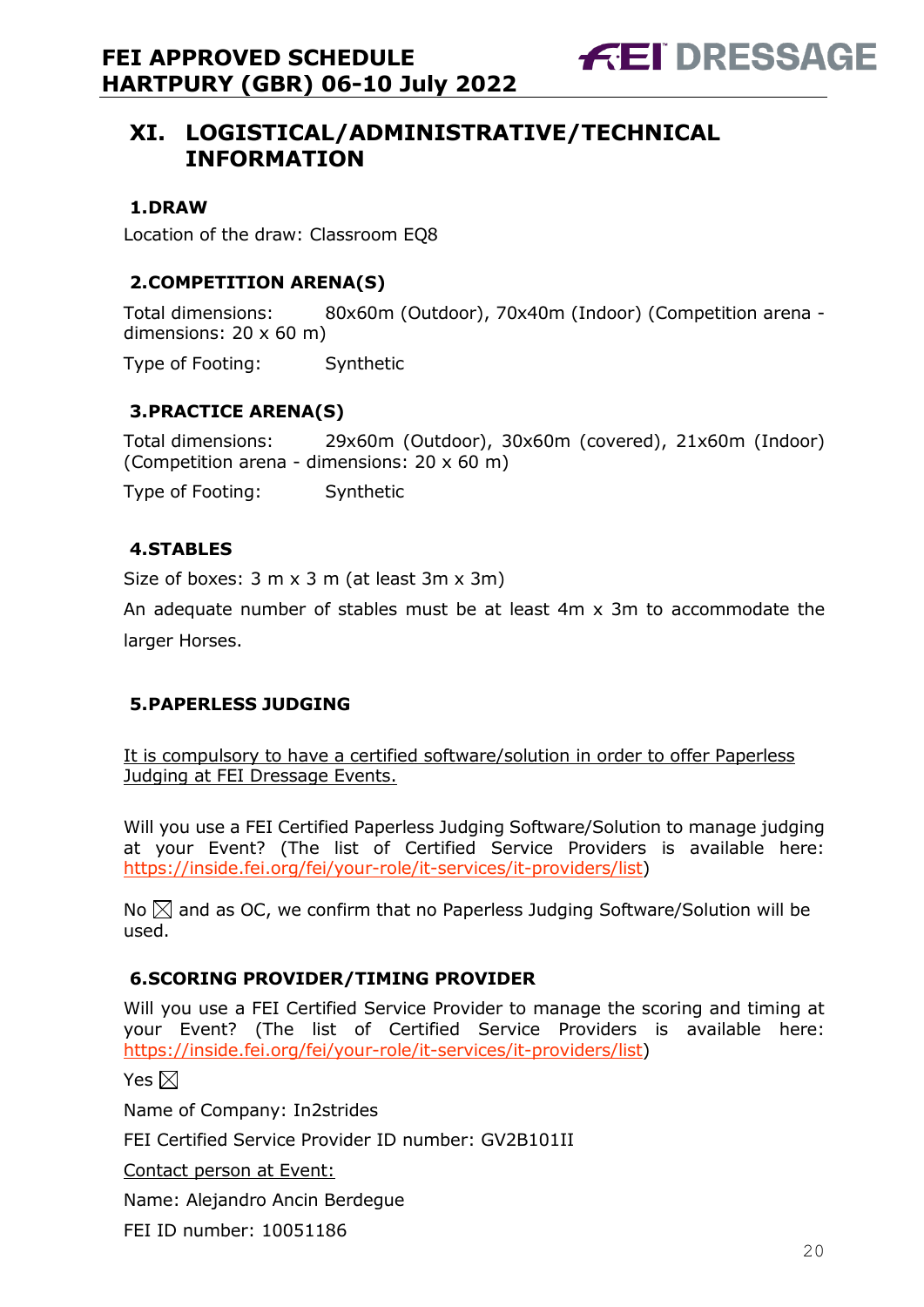## XI. LOGISTICAL/ADMINISTRATIVE/TECHNICAL INFORMATION

### 1.DRAW

Location of the draw: Classroom EQ8

### 2.COMPETITION ARENA(S)

Total dimensions: 80x60m (Outdoor), 70x40m (Indoor) (Competition arena - dimensions: 20 x 60 m)

Type of Footing: Synthetic

### 3.PRACTICE ARENA(S)

Total dimensions: 29x60m (Outdoor), 30x60m (covered), 21x60m (Indoor) (Competition arena - dimensions: 20 x 60 m)

Type of Footing: Synthetic

### 4.STABLES

Size of boxes: 3 m x 3 m (at least 3m x 3m)

An adequate number of stables must be at least 4m x 3m to accommodate the larger Horses.

### 5.PAPERLESS JUDGING

<u>It is compulsory to have a certified software/solution in order to offer Paperless Judging at FEI Dressage Events.</u>

Will you use a FEI Certified Paperless Judging Software/Solution to manage judging at your Event? (The list of Certified Service Providers is available here: https://inside.fei.org/fei/your-role/it-services/it-providers/list)

No ☒ and as OC, we confirm that no Paperless Judging Software/Solution will be used.

### 6.SCORING PROVIDER/TIMING PROVIDER

Will you use a FEI Certified Service Provider to manage the scoring and timing at your Event? (The list of Certified Service Providers is available here: https://inside.fei.org/fei/your-role/it-services/it-providers/list)

Yes ☒

Name of Company: In2strides

FEI Certified Service Provider ID number: GV2B101II

<u>Contact person at Event:</u>

Name: Alejandro Ancin Berdegue

FEI ID number: 10051186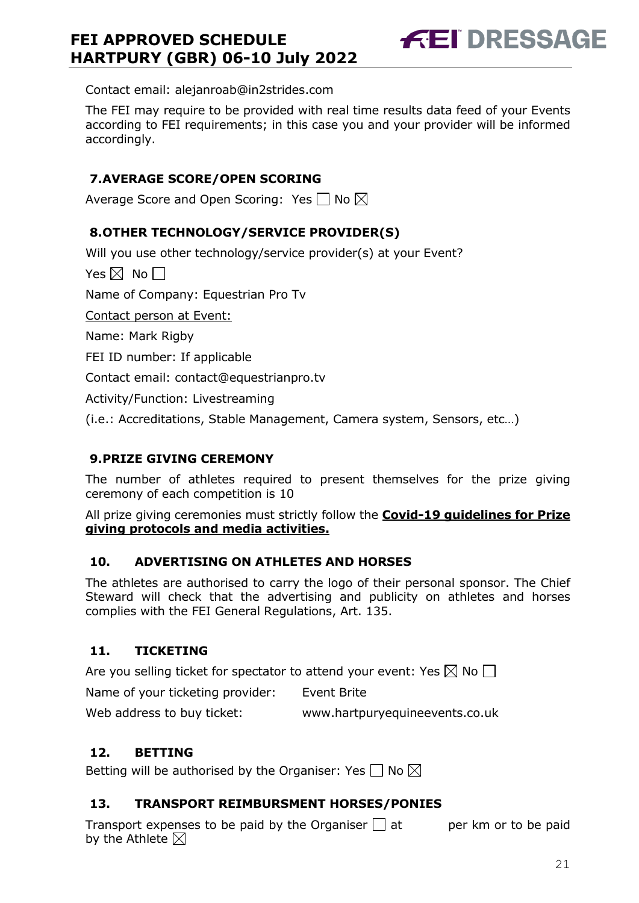Contact email: alejanroab@in2strides.com

The FEI may require to be provided with real time results data feed of your Events according to FEI requirements; in this case you and your provider will be informed accordingly.

## 7. AVERAGE SCORE/OPEN SCORING

Average Score and Open Scoring: Yes ☐ No ☒

## 8. OTHER TECHNOLOGY/SERVICE PROVIDER(S)

Will you use other technology/service provider(s) at your Event?

Yes ☒ No ☐

Name of Company: Equestrian Pro Tv

Contact person at Event:

Name: Mark Rigby

FEI ID number: If applicable

Contact email: contact@equestrianpro.tv

Activity/Function: Livestreaming

(i.e.: Accreditations, Stable Management, Camera system, Sensors, etc…)

## 9. PRIZE GIVING CEREMONY

The number of athletes required to present themselves for the prize giving ceremony of each competition is 10

All prize giving ceremonies must strictly follow the **Covid-19 guidelines for Prize giving protocols and media activities.**

## 10. ADVERTISING ON ATHLETES AND HORSES

The athletes are authorised to carry the logo of their personal sponsor. The Chief Steward will check that the advertising and publicity on athletes and horses complies with the FEI General Regulations, Art. 135.

## 11. TICKETING

Are you selling ticket for spectator to attend your event: Yes ☒ No ☐

Name of your ticketing provider: Event Brite

Web address to buy ticket: www.hartpuryequineevents.co.uk

## 12. BETTING

Betting will be authorised by the Organiser: Yes ☐ No ☒

## 13. TRANSPORT REIMBURSMENT HORSES/PONIES

Transport expenses to be paid by the Organiser ☐ at per km or to be paid by the Athlete ☒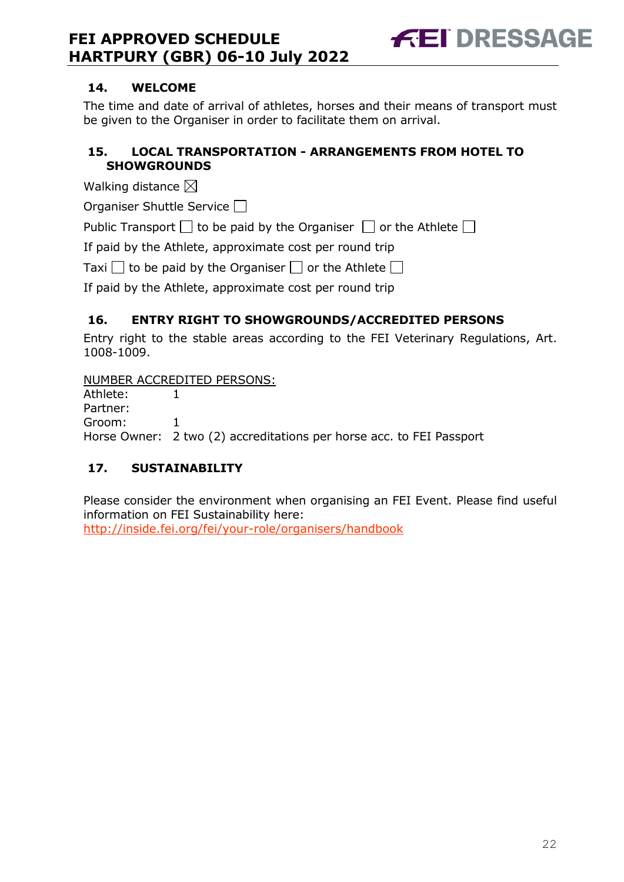## 14. WELCOME

The time and date of arrival of athletes, horses and their means of transport must be given to the Organiser in order to facilitate them on arrival.

## 15. LOCAL TRANSPORTATION - ARRANGEMENTS FROM HOTEL TO SHOWGROUNDS

Walking distance ☒

Organiser Shuttle Service ☐

Public Transport ☐ to be paid by the Organiser ☐ or the Athlete ☐

If paid by the Athlete, approximate cost per round trip

Taxi ☐ to be paid by the Organiser ☐ or the Athlete ☐

If paid by the Athlete, approximate cost per round trip

## 16. ENTRY RIGHT TO SHOWGROUNDS/ACCREDITED PERSONS

Entry right to the stable areas according to the FEI Veterinary Regulations, Art. 1008-1009.

NUMBER ACCREDITED PERSONS:

Athlete: 1
Partner:
Groom: 1
Horse Owner: 2 two (2) accreditations per horse acc. to FEI Passport

## 17. SUSTAINABILITY

Please consider the environment when organising an FEI Event. Please find useful information on FEI Sustainability here:
http://inside.fei.org/fei/your-role/organisers/handbook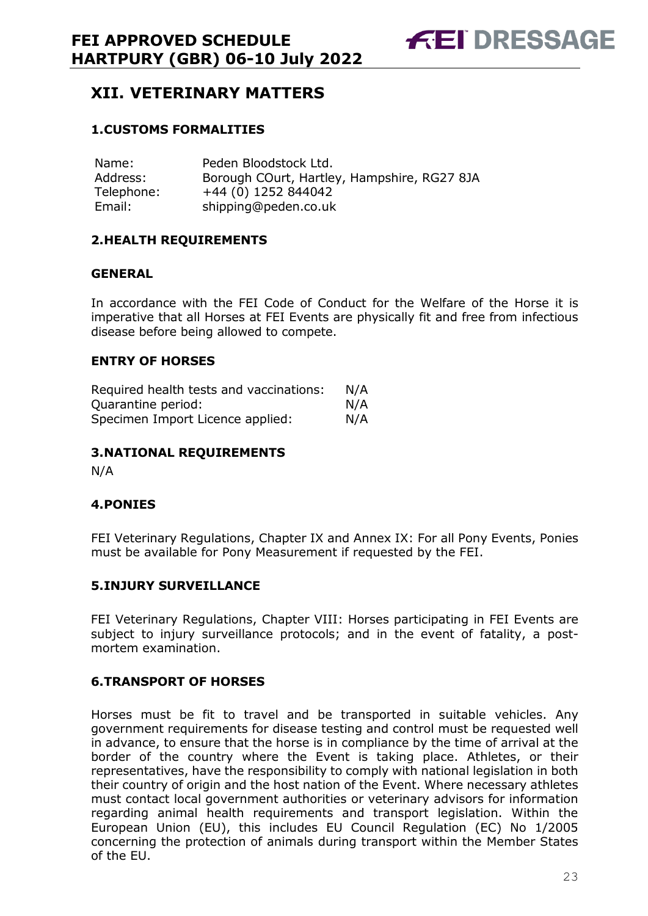## XII. VETERINARY MATTERS

### 1.CUSTOMS FORMALITIES

| | |
|---|---|
| Name: | Peden Bloodstock Ltd. |
| Address: | Borough COurt, Hartley, Hampshire, RG27 8JA |
| Telephone: | +44 (0) 1252 844042 |
| Email: | shipping@peden.co.uk |

### 2.HEALTH REQUIREMENTS

**GENERAL**

In accordance with the FEI Code of Conduct for the Welfare of the Horse it is imperative that all Horses at FEI Events are physically fit and free from infectious disease before being allowed to compete.

**ENTRY OF HORSES**

| | |
|---|---|
| Required health tests and vaccinations: | N/A |
| Quarantine period: | N/A |
| Specimen Import Licence applied: | N/A |

### 3.NATIONAL REQUIREMENTS

N/A

### 4.PONIES

FEI Veterinary Regulations, Chapter IX and Annex IX: For all Pony Events, Ponies must be available for Pony Measurement if requested by the FEI.

### 5.INJURY SURVEILLANCE

FEI Veterinary Regulations, Chapter VIII: Horses participating in FEI Events are subject to injury surveillance protocols; and in the event of fatality, a post-mortem examination.

### 6.TRANSPORT OF HORSES

Horses must be fit to travel and be transported in suitable vehicles. Any government requirements for disease testing and control must be requested well in advance, to ensure that the horse is in compliance by the time of arrival at the border of the country where the Event is taking place. Athletes, or their representatives, have the responsibility to comply with national legislation in both their country of origin and the host nation of the Event. Where necessary athletes must contact local government authorities or veterinary advisors for information regarding animal health requirements and transport legislation. Within the European Union (EU), this includes EU Council Regulation (EC) No 1/2005 concerning the protection of animals during transport within the Member States of the EU.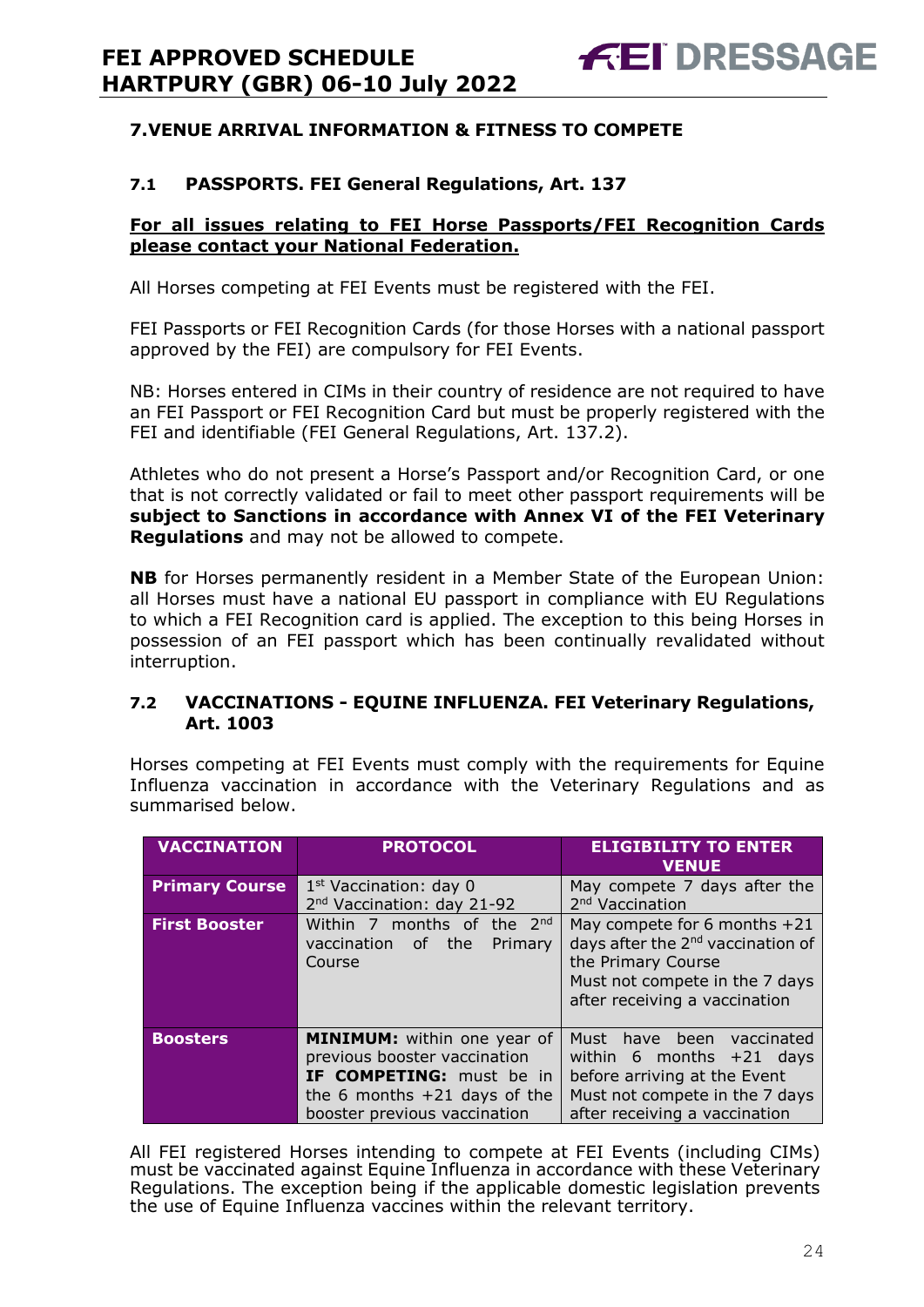## 7. VENUE ARRIVAL INFORMATION & FITNESS TO COMPETE

### 7.1 PASSPORTS. FEI General Regulations, Art. 137

**For all issues relating to FEI Horse Passports/FEI Recognition Cards please contact your National Federation.**

All Horses competing at FEI Events must be registered with the FEI.

FEI Passports or FEI Recognition Cards (for those Horses with a national passport approved by the FEI) are compulsory for FEI Events.

NB: Horses entered in CIMs in their country of residence are not required to have an FEI Passport or FEI Recognition Card but must be properly registered with the FEI and identifiable (FEI General Regulations, Art. 137.2).

Athletes who do not present a Horse's Passport and/or Recognition Card, or one that is not correctly validated or fail to meet other passport requirements will be **subject to Sanctions in accordance with Annex VI of the FEI Veterinary Regulations** and may not be allowed to compete.

**NB** for Horses permanently resident in a Member State of the European Union: all Horses must have a national EU passport in compliance with EU Regulations to which a FEI Recognition card is applied. The exception to this being Horses in possession of an FEI passport which has been continually revalidated without interruption.

### 7.2 VACCINATIONS - EQUINE INFLUENZA. FEI Veterinary Regulations, Art. 1003

Horses competing at FEI Events must comply with the requirements for Equine Influenza vaccination in accordance with the Veterinary Regulations and as summarised below.

| VACCINATION | PROTOCOL | ELIGIBILITY TO ENTER VENUE |
|---|---|---|
| **Primary Course** | 1st Vaccination: day 0<br>2nd Vaccination: day 21-92 | May compete 7 days after the 2nd Vaccination |
| **First Booster** | Within 7 months of the 2nd vaccination of the Primary Course | May compete for 6 months +21 days after the 2nd vaccination of the Primary Course<br>Must not compete in the 7 days after receiving a vaccination |
| **Boosters** | **MINIMUM:** within one year of previous booster vaccination<br>**IF COMPETING:** must be in the 6 months +21 days of the booster previous vaccination | Must have been vaccinated within 6 months +21 days before arriving at the Event<br>Must not compete in the 7 days after receiving a vaccination |

All FEI registered Horses intending to compete at FEI Events (including CIMs) must be vaccinated against Equine Influenza in accordance with these Veterinary Regulations. The exception being if the applicable domestic legislation prevents the use of Equine Influenza vaccines within the relevant territory.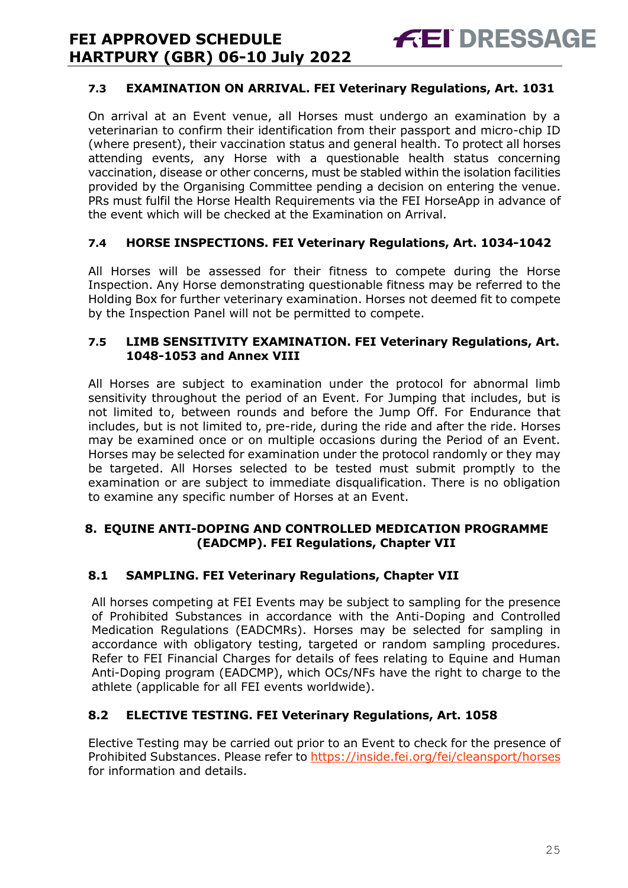### 7.3 EXAMINATION ON ARRIVAL. FEI Veterinary Regulations, Art. 1031

On arrival at an Event venue, all Horses must undergo an examination by a veterinarian to confirm their identification from their passport and micro-chip ID (where present), their vaccination status and general health. To protect all horses attending events, any Horse with a questionable health status concerning vaccination, disease or other concerns, must be stabled within the isolation facilities provided by the Organising Committee pending a decision on entering the venue. PRs must fulfil the Horse Health Requirements via the FEI HorseApp in advance of the event which will be checked at the Examination on Arrival.

### 7.4 HORSE INSPECTIONS. FEI Veterinary Regulations, Art. 1034-1042

All Horses will be assessed for their fitness to compete during the Horse Inspection. Any Horse demonstrating questionable fitness may be referred to the Holding Box for further veterinary examination. Horses not deemed fit to compete by the Inspection Panel will not be permitted to compete.

### 7.5 LIMB SENSITIVITY EXAMINATION. FEI Veterinary Regulations, Art. 1048-1053 and Annex VIII

All Horses are subject to examination under the protocol for abnormal limb sensitivity throughout the period of an Event. For Jumping that includes, but is not limited to, between rounds and before the Jump Off. For Endurance that includes, but is not limited to, pre-ride, during the ride and after the ride. Horses may be examined once or on multiple occasions during the Period of an Event. Horses may be selected for examination under the protocol randomly or they may be targeted. All Horses selected to be tested must submit promptly to the examination or are subject to immediate disqualification. There is no obligation to examine any specific number of Horses at an Event.

## 8. EQUINE ANTI-DOPING AND CONTROLLED MEDICATION PROGRAMME (EADCMP). FEI Regulations, Chapter VII

### 8.1 SAMPLING. FEI Veterinary Regulations, Chapter VII

All horses competing at FEI Events may be subject to sampling for the presence of Prohibited Substances in accordance with the Anti-Doping and Controlled Medication Regulations (EADCMRs). Horses may be selected for sampling in accordance with obligatory testing, targeted or random sampling procedures. Refer to FEI Financial Charges for details of fees relating to Equine and Human Anti-Doping program (EADCMP), which OCs/NFs have the right to charge to the athlete (applicable for all FEI events worldwide).

### 8.2 ELECTIVE TESTING. FEI Veterinary Regulations, Art. 1058

Elective Testing may be carried out prior to an Event to check for the presence of Prohibited Substances. Please refer to https://inside.fei.org/fei/cleansport/horses for information and details.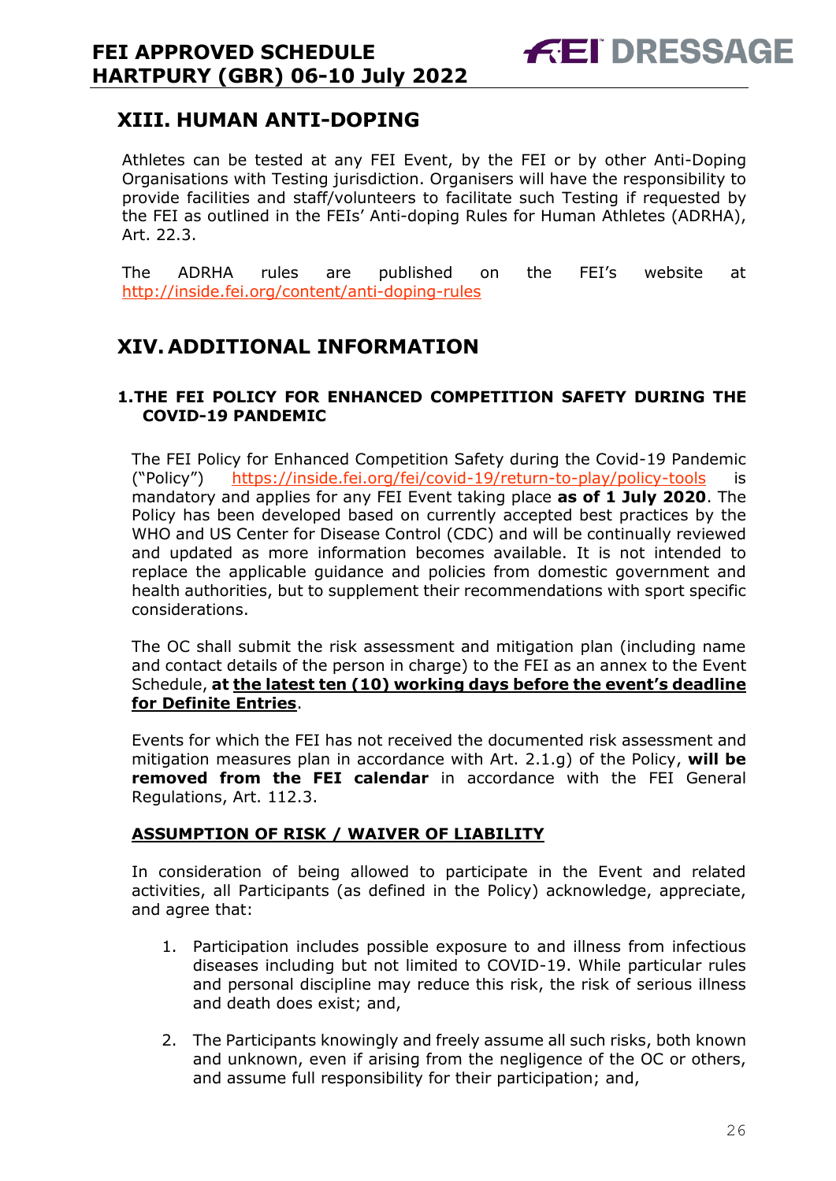## XIII. HUMAN ANTI-DOPING

Athletes can be tested at any FEI Event, by the FEI or by other Anti-Doping Organisations with Testing jurisdiction. Organisers will have the responsibility to provide facilities and staff/volunteers to facilitate such Testing if requested by the FEI as outlined in the FEIs' Anti-doping Rules for Human Athletes (ADRHA), Art. 22.3.

The ADRHA rules are published on the FEI's website at http://inside.fei.org/content/anti-doping-rules

## XIV. ADDITIONAL INFORMATION

### 1. THE FEI POLICY FOR ENHANCED COMPETITION SAFETY DURING THE COVID-19 PANDEMIC

The FEI Policy for Enhanced Competition Safety during the Covid-19 Pandemic ("Policy") https://inside.fei.org/fei/covid-19/return-to-play/policy-tools is mandatory and applies for any FEI Event taking place **as of 1 July 2020**. The Policy has been developed based on currently accepted best practices by the WHO and US Center for Disease Control (CDC) and will be continually reviewed and updated as more information becomes available. It is not intended to replace the applicable guidance and policies from domestic government and health authorities, but to supplement their recommendations with sport specific considerations.

The OC shall submit the risk assessment and mitigation plan (including name and contact details of the person in charge) to the FEI as an annex to the Event Schedule, **at <u>the latest ten (10) working days before the event's deadline for Definite Entries</u>**.

Events for which the FEI has not received the documented risk assessment and mitigation measures plan in accordance with Art. 2.1.g) of the Policy, **will be removed from the FEI calendar** in accordance with the FEI General Regulations, Art. 112.3.

**<u>ASSUMPTION OF RISK / WAIVER OF LIABILITY</u>**

In consideration of being allowed to participate in the Event and related activities, all Participants (as defined in the Policy) acknowledge, appreciate, and agree that:

1. Participation includes possible exposure to and illness from infectious diseases including but not limited to COVID-19. While particular rules and personal discipline may reduce this risk, the risk of serious illness and death does exist; and,
2. The Participants knowingly and freely assume all such risks, both known and unknown, even if arising from the negligence of the OC or others, and assume full responsibility for their participation; and,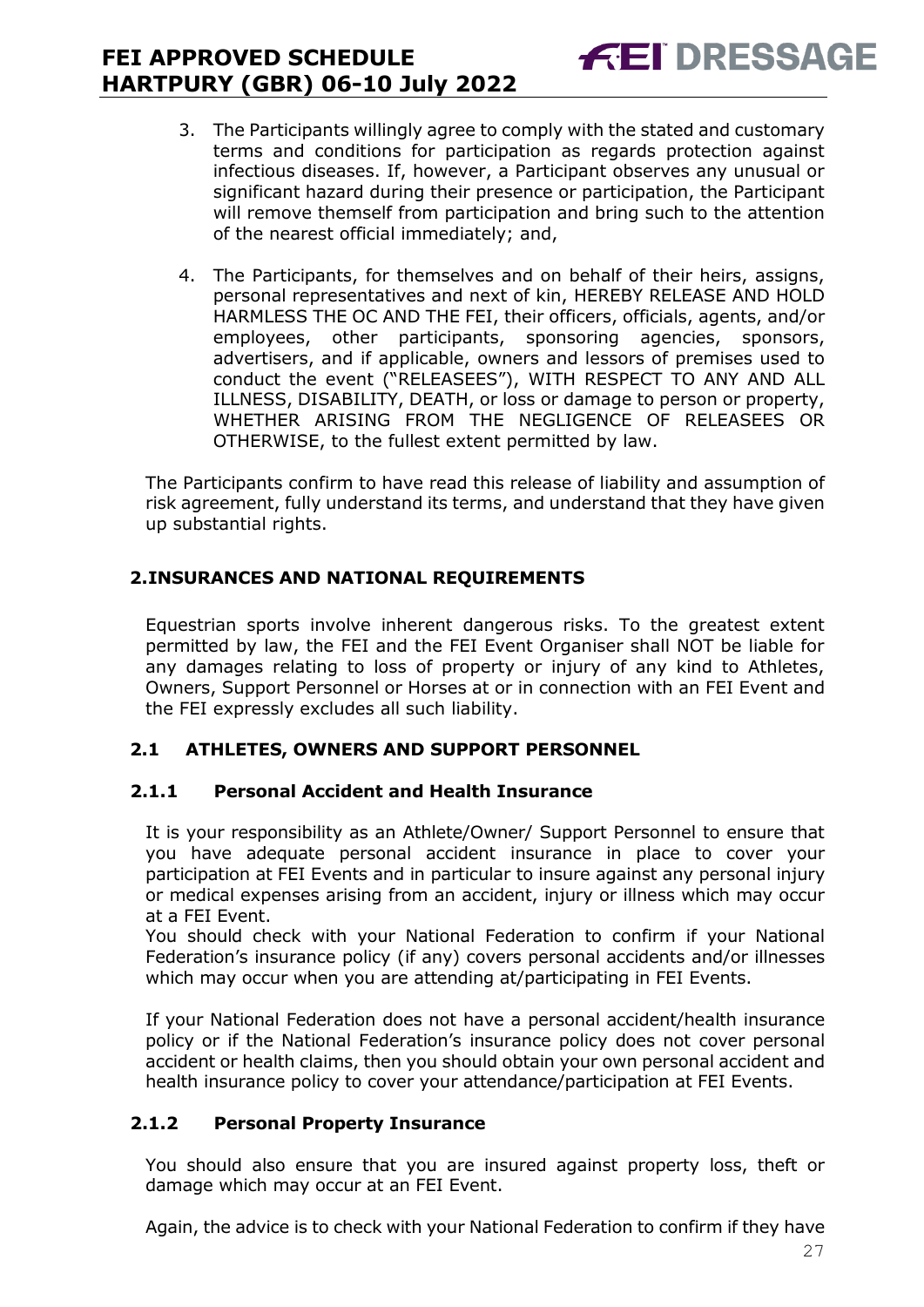3. The Participants willingly agree to comply with the stated and customary terms and conditions for participation as regards protection against infectious diseases. If, however, a Participant observes any unusual or significant hazard during their presence or participation, the Participant will remove themself from participation and bring such to the attention of the nearest official immediately; and,

4. The Participants, for themselves and on behalf of their heirs, assigns, personal representatives and next of kin, HEREBY RELEASE AND HOLD HARMLESS THE OC AND THE FEI, their officers, officials, agents, and/or employees, other participants, sponsoring agencies, sponsors, advertisers, and if applicable, owners and lessors of premises used to conduct the event ("RELEASEES"), WITH RESPECT TO ANY AND ALL ILLNESS, DISABILITY, DEATH, or loss or damage to person or property, WHETHER ARISING FROM THE NEGLIGENCE OF RELEASEES OR OTHERWISE, to the fullest extent permitted by law.

The Participants confirm to have read this release of liability and assumption of risk agreement, fully understand its terms, and understand that they have given up substantial rights.

## 2. INSURANCES AND NATIONAL REQUIREMENTS

Equestrian sports involve inherent dangerous risks. To the greatest extent permitted by law, the FEI and the FEI Event Organiser shall NOT be liable for any damages relating to loss of property or injury of any kind to Athletes, Owners, Support Personnel or Horses at or in connection with an FEI Event and the FEI expressly excludes all such liability.

### 2.1 ATHLETES, OWNERS AND SUPPORT PERSONNEL

#### 2.1.1 Personal Accident and Health Insurance

It is your responsibility as an Athlete/Owner/ Support Personnel to ensure that you have adequate personal accident insurance in place to cover your participation at FEI Events and in particular to insure against any personal injury or medical expenses arising from an accident, injury or illness which may occur at a FEI Event.
You should check with your National Federation to confirm if your National Federation's insurance policy (if any) covers personal accidents and/or illnesses which may occur when you are attending at/participating in FEI Events.

If your National Federation does not have a personal accident/health insurance policy or if the National Federation's insurance policy does not cover personal accident or health claims, then you should obtain your own personal accident and health insurance policy to cover your attendance/participation at FEI Events.

#### 2.1.2 Personal Property Insurance

You should also ensure that you are insured against property loss, theft or damage which may occur at an FEI Event.

Again, the advice is to check with your National Federation to confirm if they have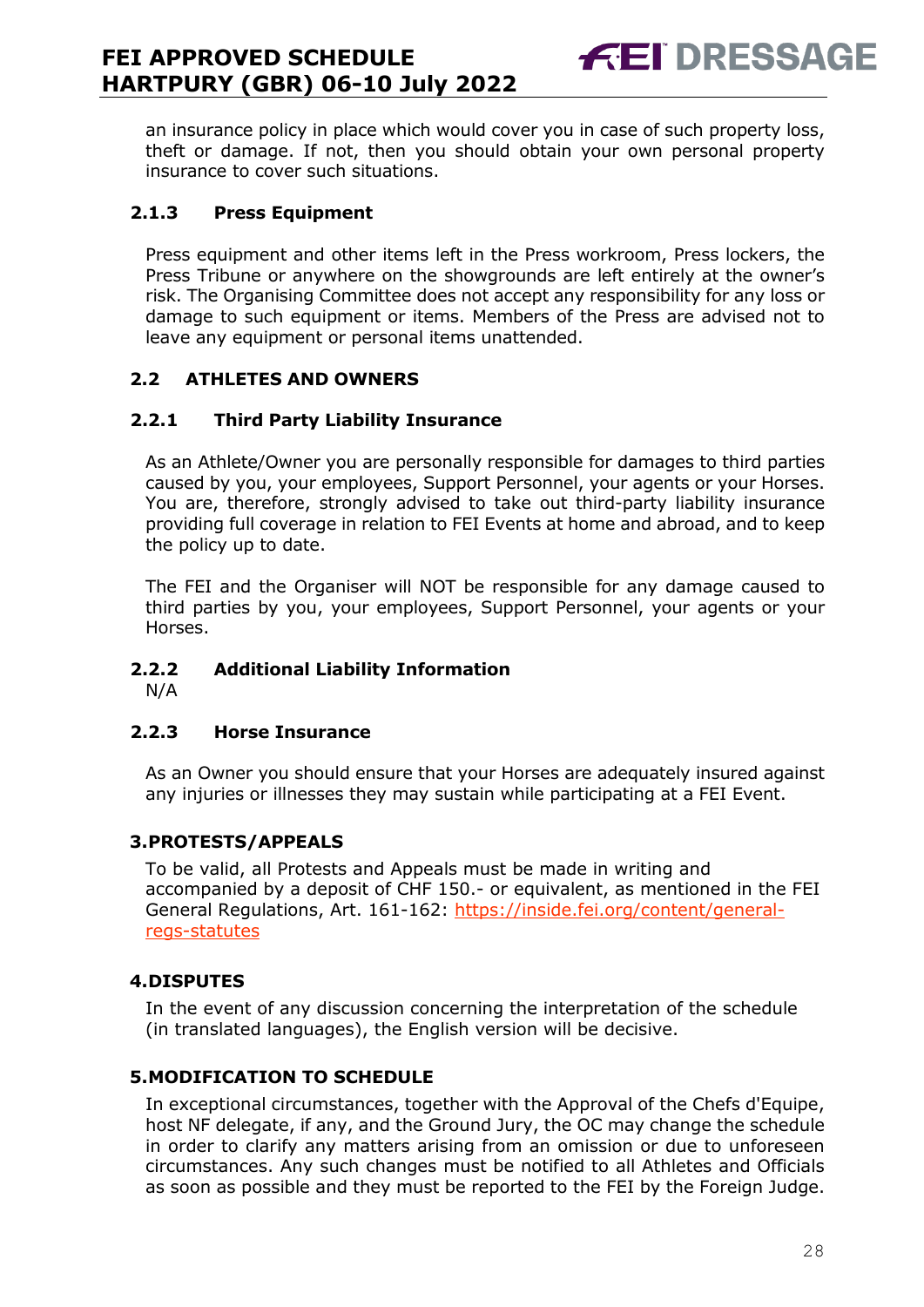an insurance policy in place which would cover you in case of such property loss, theft or damage. If not, then you should obtain your own personal property insurance to cover such situations.

#### 2.1.3 Press Equipment

Press equipment and other items left in the Press workroom, Press lockers, the Press Tribune or anywhere on the showgrounds are left entirely at the owner's risk. The Organising Committee does not accept any responsibility for any loss or damage to such equipment or items. Members of the Press are advised not to leave any equipment or personal items unattended.

### 2.2 ATHLETES AND OWNERS

#### 2.2.1 Third Party Liability Insurance

As an Athlete/Owner you are personally responsible for damages to third parties caused by you, your employees, Support Personnel, your agents or your Horses. You are, therefore, strongly advised to take out third-party liability insurance providing full coverage in relation to FEI Events at home and abroad, and to keep the policy up to date.

The FEI and the Organiser will NOT be responsible for any damage caused to third parties by you, your employees, Support Personnel, your agents or your Horses.

#### 2.2.2 Additional Liability Information

N/A

#### 2.2.3 Horse Insurance

As an Owner you should ensure that your Horses are adequately insured against any injuries or illnesses they may sustain while participating at a FEI Event.

## 3.PROTESTS/APPEALS

To be valid, all Protests and Appeals must be made in writing and accompanied by a deposit of CHF 150.- or equivalent, as mentioned in the FEI General Regulations, Art. 161-162: [https://inside.fei.org/content/general-regs-statutes](https://inside.fei.org/content/general-regs-statutes)

## 4.DISPUTES

In the event of any discussion concerning the interpretation of the schedule (in translated languages), the English version will be decisive.

## 5.MODIFICATION TO SCHEDULE

In exceptional circumstances, together with the Approval of the Chefs d'Equipe, host NF delegate, if any, and the Ground Jury, the OC may change the schedule in order to clarify any matters arising from an omission or due to unforeseen circumstances. Any such changes must be notified to all Athletes and Officials as soon as possible and they must be reported to the FEI by the Foreign Judge.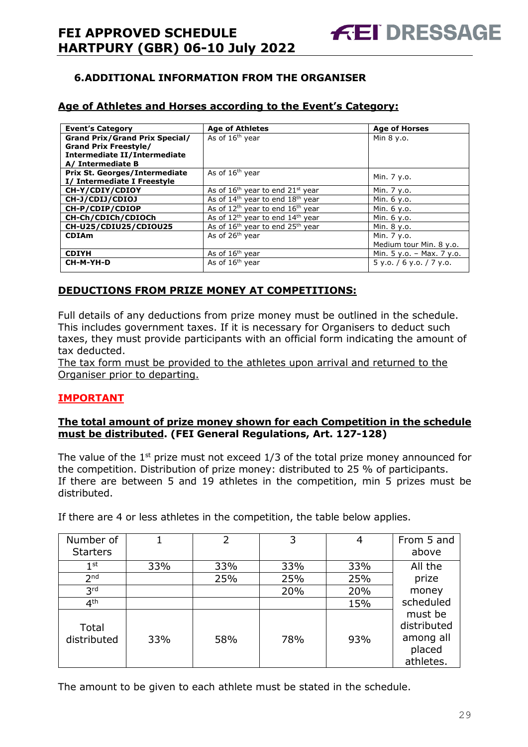## 6. ADDITIONAL INFORMATION FROM THE ORGANISER

### Age of Athletes and Horses according to the Event's Category:

| Event's Category | Age of Athletes | Age of Horses |
|---|---|---|
| **Grand Prix/Grand Prix Special/ Grand Prix Freestyle/ Intermediate II/Intermediate A/ Intermediate B** | As of 16th year | Min 8 y.o. |
| **Prix St. Georges/Intermediate I/ Intermediate I Freestyle** | As of 16th year | Min. 7 y.o. |
| **CH-Y/CDIY/CDIOY** | As of 16th year to end 21st year | Min. 7 y.o. |
| **CH-J/CDIJ/CDIOJ** | As of 14th year to end 18th year | Min. 6 y.o. |
| **CH-P/CDIP/CDIOP** | As of 12th year to end 16th year | Min. 6 y.o. |
| **CH-Ch/CDICh/CDIOCh** | As of 12th year to end 14th year | Min. 6 y.o. |
| **CH-U25/CDIU25/CDIOU25** | As of 16th year to end 25th year | Min. 8 y.o. |
| **CDIAm** | As of 26th year | Min. 7 y.o. Medium tour Min. 8 y.o. |
| **CDIYH** | As of 16th year | Min. 5 y.o. – Max. 7 y.o. |
| **CH-M-YH-D** | As of 16th year | 5 y.o. / 6 y.o. / 7 y.o. |

### DEDUCTIONS FROM PRIZE MONEY AT COMPETITIONS:

Full details of any deductions from prize money must be outlined in the schedule. This includes government taxes. If it is necessary for Organisers to deduct such taxes, they must provide participants with an official form indicating the amount of tax deducted.

The tax form must be provided to the athletes upon arrival and returned to the Organiser prior to departing.

### IMPORTANT

**The total amount of prize money shown for each Competition in the schedule must be distributed. (FEI General Regulations, Art. 127-128)**

The value of the 1st prize must not exceed 1/3 of the total prize money announced for the competition. Distribution of prize money: distributed to 25 % of participants.
If there are between 5 and 19 athletes in the competition, min 5 prizes must be distributed.

If there are 4 or less athletes in the competition, the table below applies.

| Number of Starters | 1 | 2 | 3 | 4 | From 5 and above |
|---|---|---|---|---|---|
| 1st | 33% | 33% | 33% | 33% | All the prize money scheduled must be distributed among all placed athletes. |
| 2nd | | 25% | 25% | 25% | |
| 3rd | | | 20% | 20% | |
| 4th | | | | 15% | |
| Total distributed | 33% | 58% | 78% | 93% | |

The amount to be given to each athlete must be stated in the schedule.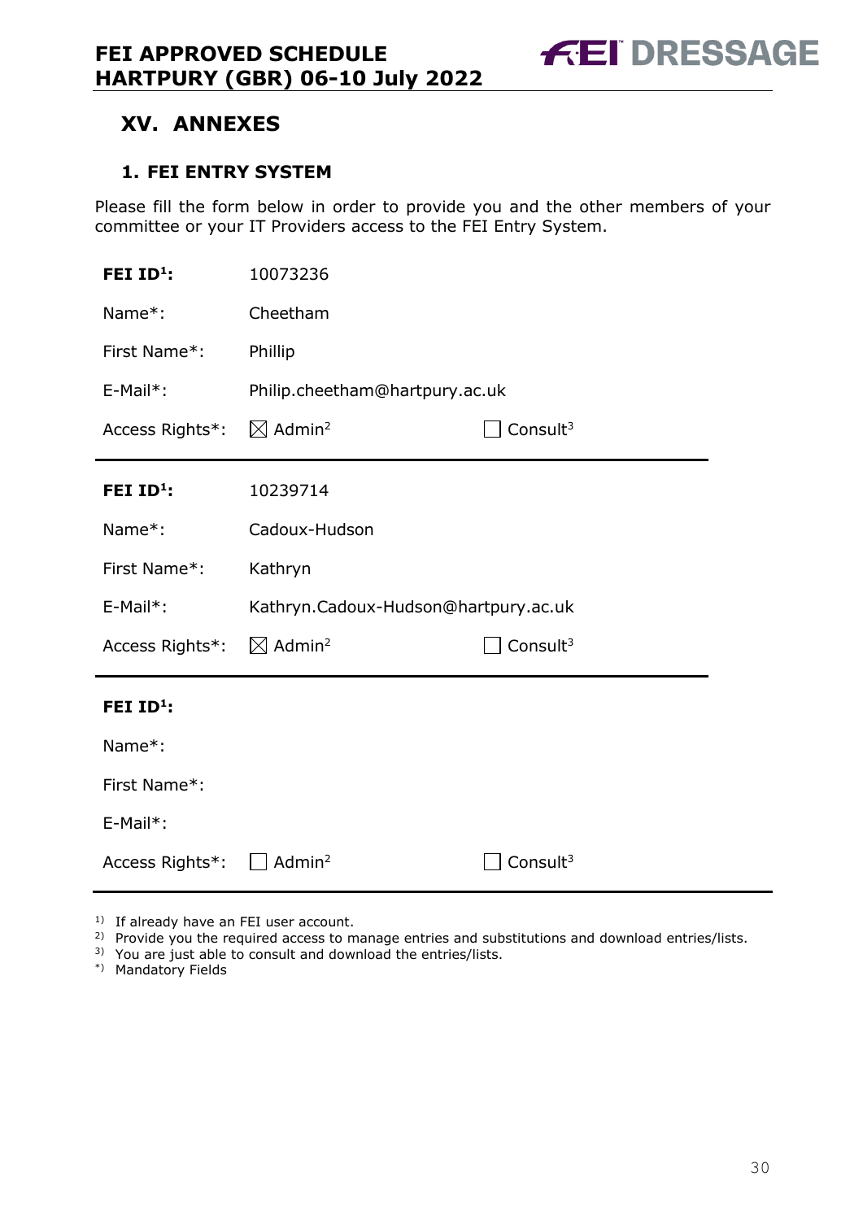# XV. ANNEXES

## 1. FEI ENTRY SYSTEM

Please fill the form below in order to provide you and the other members of your committee or your IT Providers access to the FEI Entry System.

| | | |
|---|---|---|
| **FEI ID[1]:** | 10073236 | |
| Name*: | Cheetham | |
| First Name*: | Phillip | |
| E-Mail*: | Philip.cheetham@hartpury.ac.uk | |
| Access Rights*: | ☒ Admin[2] | ☐ Consult[3] |

| | | |
|---|---|---|
| **FEI ID[1]:** | 10239714 | |
| Name*: | Cadoux-Hudson | |
| First Name*: | Kathryn | |
| E-Mail*: | Kathryn.Cadoux-Hudson@hartpury.ac.uk | |
| Access Rights*: | ☒ Admin[2] | ☐ Consult[3] |

| | | |
|---|---|---|
| **FEI ID[1]:** | | |
| Name*: | | |
| First Name*: | | |
| E-Mail*: | | |
| Access Rights*: | ☐ Admin[2] | ☐ Consult[3] |

[1] If already have an FEI user account.
[2] Provide you the required access to manage entries and substitutions and download entries/lists.
[3] You are just able to consult and download the entries/lists.
*) Mandatory Fields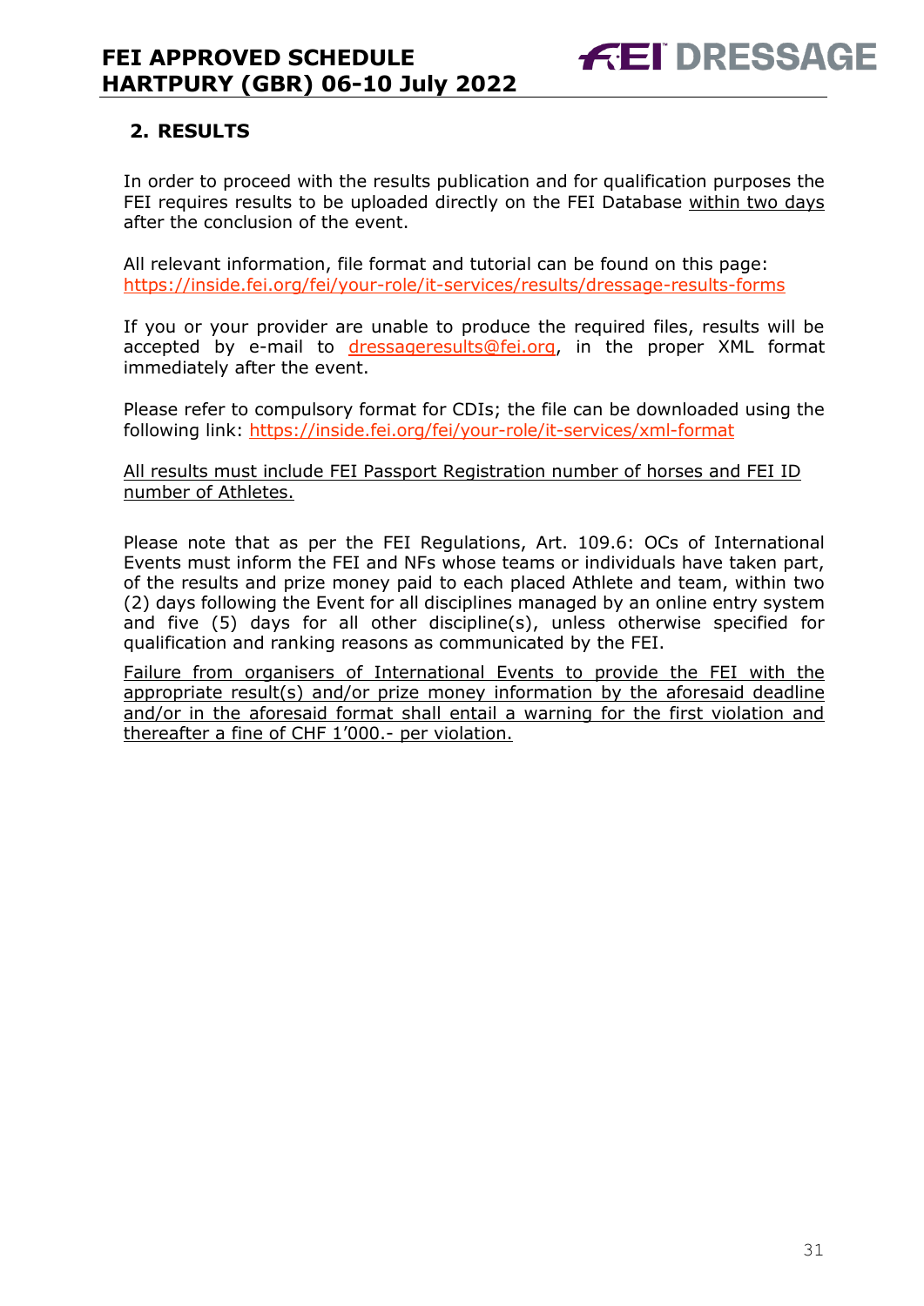## 2. RESULTS

In order to proceed with the results publication and for qualification purposes the FEI requires results to be uploaded directly on the FEI Database within two days after the conclusion of the event.

All relevant information, file format and tutorial can be found on this page: https://inside.fei.org/fei/your-role/it-services/results/dressage-results-forms

If you or your provider are unable to produce the required files, results will be accepted by e-mail to dressageresults@fei.org, in the proper XML format immediately after the event.

Please refer to compulsory format for CDIs; the file can be downloaded using the following link: https://inside.fei.org/fei/your-role/it-services/xml-format

All results must include FEI Passport Registration number of horses and FEI ID number of Athletes.

Please note that as per the FEI Regulations, Art. 109.6: OCs of International Events must inform the FEI and NFs whose teams or individuals have taken part, of the results and prize money paid to each placed Athlete and team, within two (2) days following the Event for all disciplines managed by an online entry system and five (5) days for all other discipline(s), unless otherwise specified for qualification and ranking reasons as communicated by the FEI.

Failure from organisers of International Events to provide the FEI with the appropriate result(s) and/or prize money information by the aforesaid deadline and/or in the aforesaid format shall entail a warning for the first violation and thereafter a fine of CHF 1'000.- per violation.